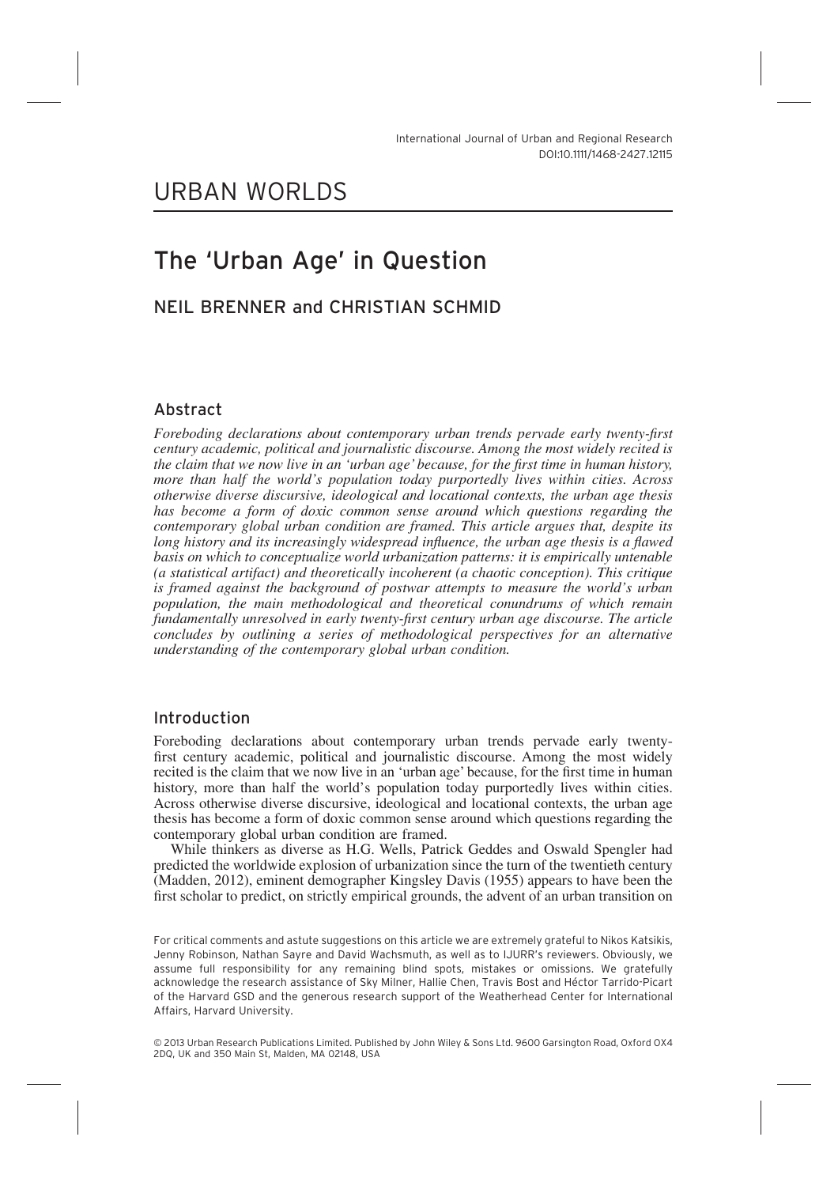International Journal of Urban and Regional Research
DOI:10.1111/1468-2427.12115

# URBAN WORLDS

## The 'Urban Age' in Question

### NEIL BRENNER and CHRISTIAN SCHMID

### Abstract

*Foreboding declarations about contemporary urban trends pervade early twenty-first century academic, political and journalistic discourse. Among the most widely recited is the claim that we now live in an 'urban age' because, for the first time in human history, more than half the world's population today purportedly lives within cities. Across otherwise diverse discursive, ideological and locational contexts, the urban age thesis has become a form of doxic common sense around which questions regarding the contemporary global urban condition are framed. This article argues that, despite its long history and its increasingly widespread influence, the urban age thesis is a flawed basis on which to conceptualize world urbanization patterns: it is empirically untenable (a statistical artifact) and theoretically incoherent (a chaotic conception). This critique is framed against the background of postwar attempts to measure the world's urban population, the main methodological and theoretical conundrums of which remain fundamentally unresolved in early twenty-first century urban age discourse. The article concludes by outlining a series of methodological perspectives for an alternative understanding of the contemporary global urban condition.*

### Introduction

Foreboding declarations about contemporary urban trends pervade early twenty-first century academic, political and journalistic discourse. Among the most widely recited is the claim that we now live in an 'urban age' because, for the first time in human history, more than half the world's population today purportedly lives within cities. Across otherwise diverse discursive, ideological and locational contexts, the urban age thesis has become a form of doxic common sense around which questions regarding the contemporary global urban condition are framed.

While thinkers as diverse as H.G. Wells, Patrick Geddes and Oswald Spengler had predicted the worldwide explosion of urbanization since the turn of the twentieth century (Madden, 2012), eminent demographer Kingsley Davis (1955) appears to have been the first scholar to predict, on strictly empirical grounds, the advent of an urban transition on

For critical comments and astute suggestions on this article we are extremely grateful to Nikos Katsikis, Jenny Robinson, Nathan Sayre and David Wachsmuth, as well as to IJURR's reviewers. Obviously, we assume full responsibility for any remaining blind spots, mistakes or omissions. We gratefully acknowledge the research assistance of Sky Milner, Hallie Chen, Travis Bost and Héctor Tarrido-Picart of the Harvard GSD and the generous research support of the Weatherhead Center for International Affairs, Harvard University.

© 2013 Urban Research Publications Limited. Published by John Wiley & Sons Ltd. 9600 Garsington Road, Oxford OX4 2DQ, UK and 350 Main St, Malden, MA 02148, USA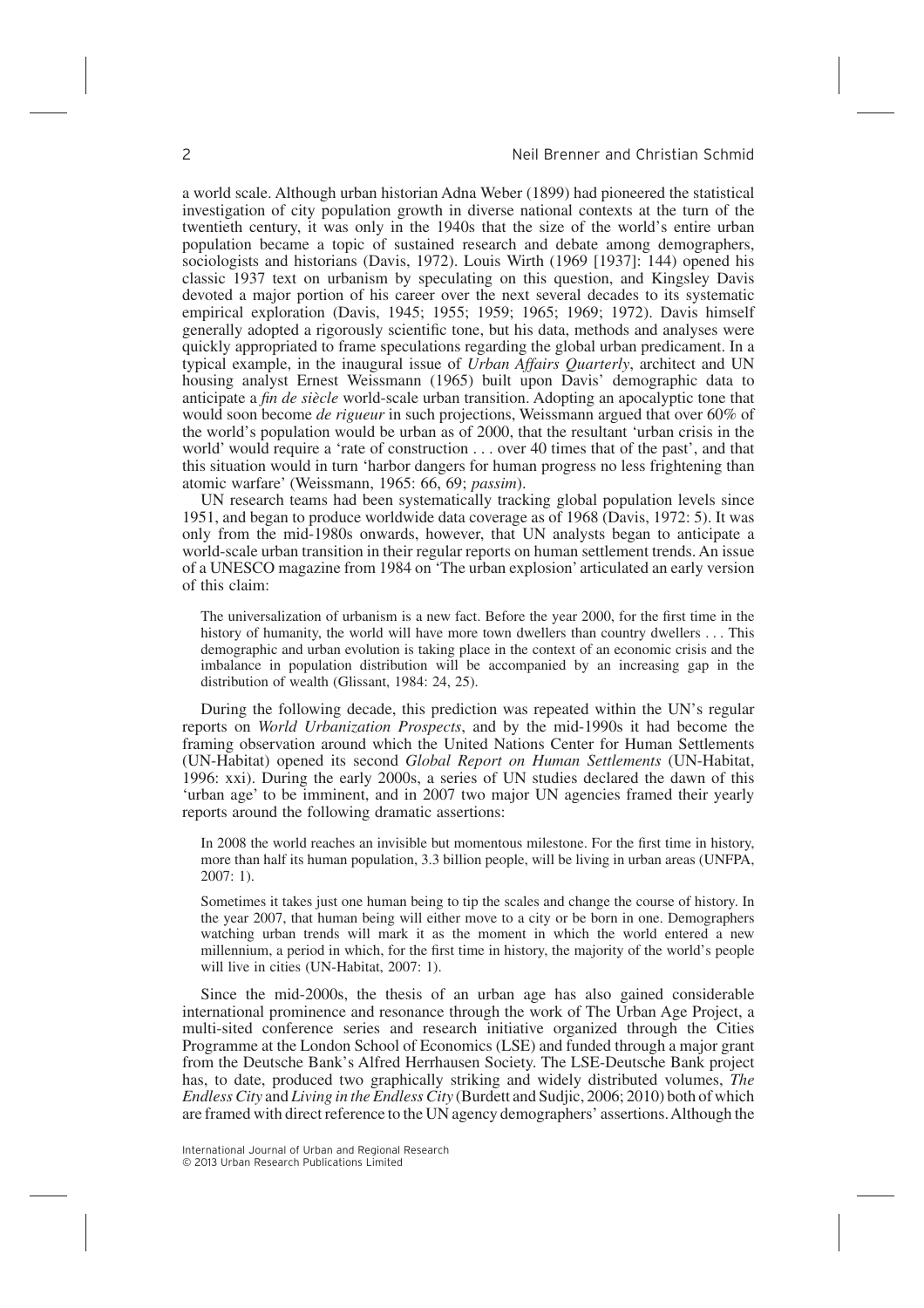a world scale. Although urban historian Adna Weber (1899) had pioneered the statistical investigation of city population growth in diverse national contexts at the turn of the twentieth century, it was only in the 1940s that the size of the world's entire urban population became a topic of sustained research and debate among demographers, sociologists and historians (Davis, 1972). Louis Wirth (1969 [1937]: 144) opened his classic 1937 text on urbanism by speculating on this question, and Kingsley Davis devoted a major portion of his career over the next several decades to its systematic empirical exploration (Davis, 1945; 1955; 1959; 1965; 1969; 1972). Davis himself generally adopted a rigorously scientific tone, but his data, methods and analyses were quickly appropriated to frame speculations regarding the global urban predicament. In a typical example, in the inaugural issue of *Urban Affairs Quarterly*, architect and UN housing analyst Ernest Weissmann (1965) built upon Davis' demographic data to anticipate a *fin de siècle* world-scale urban transition. Adopting an apocalyptic tone that would soon become *de rigueur* in such projections, Weissmann argued that over 60% of the world's population would be urban as of 2000, that the resultant 'urban crisis in the world' would require a 'rate of construction . . . over 40 times that of the past', and that this situation would in turn 'harbor dangers for human progress no less frightening than atomic warfare' (Weissmann, 1965: 66, 69; *passim*).

UN research teams had been systematically tracking global population levels since 1951, and began to produce worldwide data coverage as of 1968 (Davis, 1972: 5). It was only from the mid-1980s onwards, however, that UN analysts began to anticipate a world-scale urban transition in their regular reports on human settlement trends. An issue of a UNESCO magazine from 1984 on 'The urban explosion' articulated an early version of this claim:

> The universalization of urbanism is a new fact. Before the year 2000, for the first time in the history of humanity, the world will have more town dwellers than country dwellers . . . This demographic and urban evolution is taking place in the context of an economic crisis and the imbalance in population distribution will be accompanied by an increasing gap in the distribution of wealth (Glissant, 1984: 24, 25).

During the following decade, this prediction was repeated within the UN's regular reports on *World Urbanization Prospects*, and by the mid-1990s it had become the framing observation around which the United Nations Center for Human Settlements (UN-Habitat) opened its second *Global Report on Human Settlements* (UN-Habitat, 1996: xxi). During the early 2000s, a series of UN studies declared the dawn of this 'urban age' to be imminent, and in 2007 two major UN agencies framed their yearly reports around the following dramatic assertions:

> In 2008 the world reaches an invisible but momentous milestone. For the first time in history, more than half its human population, 3.3 billion people, will be living in urban areas (UNFPA, 2007: 1).

> Sometimes it takes just one human being to tip the scales and change the course of history. In the year 2007, that human being will either move to a city or be born in one. Demographers watching urban trends will mark it as the moment in which the world entered a new millennium, a period in which, for the first time in history, the majority of the world's people will live in cities (UN-Habitat, 2007: 1).

Since the mid-2000s, the thesis of an urban age has also gained considerable international prominence and resonance through the work of The Urban Age Project, a multi-sited conference series and research initiative organized through the Cities Programme at the London School of Economics (LSE) and funded through a major grant from the Deutsche Bank's Alfred Herrhausen Society. The LSE-Deutsche Bank project has, to date, produced two graphically striking and widely distributed volumes, *The Endless City* and *Living in the Endless City* (Burdett and Sudjic, 2006; 2010) both of which are framed with direct reference to the UN agency demographers' assertions. Although the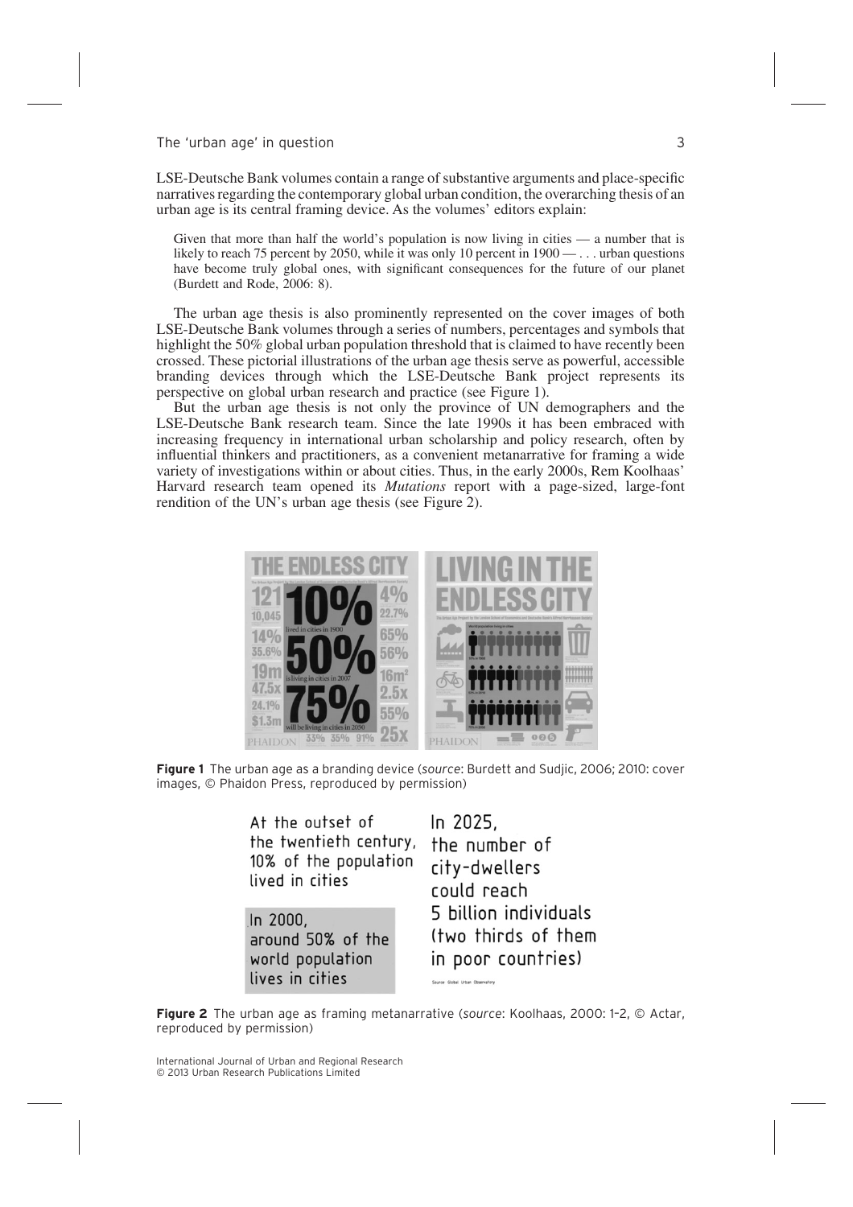LSE-Deutsche Bank volumes contain a range of substantive arguments and place-specific narratives regarding the contemporary global urban condition, the overarching thesis of an urban age is its central framing device. As the volumes' editors explain:

> Given that more than half the world's population is now living in cities — a number that is likely to reach 75 percent by 2050, while it was only 10 percent in 1900 — . . . urban questions have become truly global ones, with significant consequences for the future of our planet (Burdett and Rode, 2006: 8).

The urban age thesis is also prominently represented on the cover images of both LSE-Deutsche Bank volumes through a series of numbers, percentages and symbols that highlight the 50% global urban population threshold that is claimed to have recently been crossed. These pictorial illustrations of the urban age thesis serve as powerful, accessible branding devices through which the LSE-Deutsche Bank project represents its perspective on global urban research and practice (see Figure 1).

But the urban age thesis is not only the province of UN demographers and the LSE-Deutsche Bank research team. Since the late 1990s it has been embraced with increasing frequency in international urban scholarship and policy research, often by influential thinkers and practitioners, as a convenient metanarrative for framing a wide variety of investigations within or about cities. Thus, in the early 2000s, Rem Koolhaas' Harvard research team opened its *Mutations* report with a page-sized, large-font rendition of the UN's urban age thesis (see Figure 2).

**Figure 1** The urban age as a branding device (*source*: Burdett and Sudjic, 2006; 2010: cover images, © Phaidon Press, reproduced by permission)

**Figure 2** The urban age as framing metanarrative (*source*: Koolhaas, 2000: 1–2, © Actar, reproduced by permission)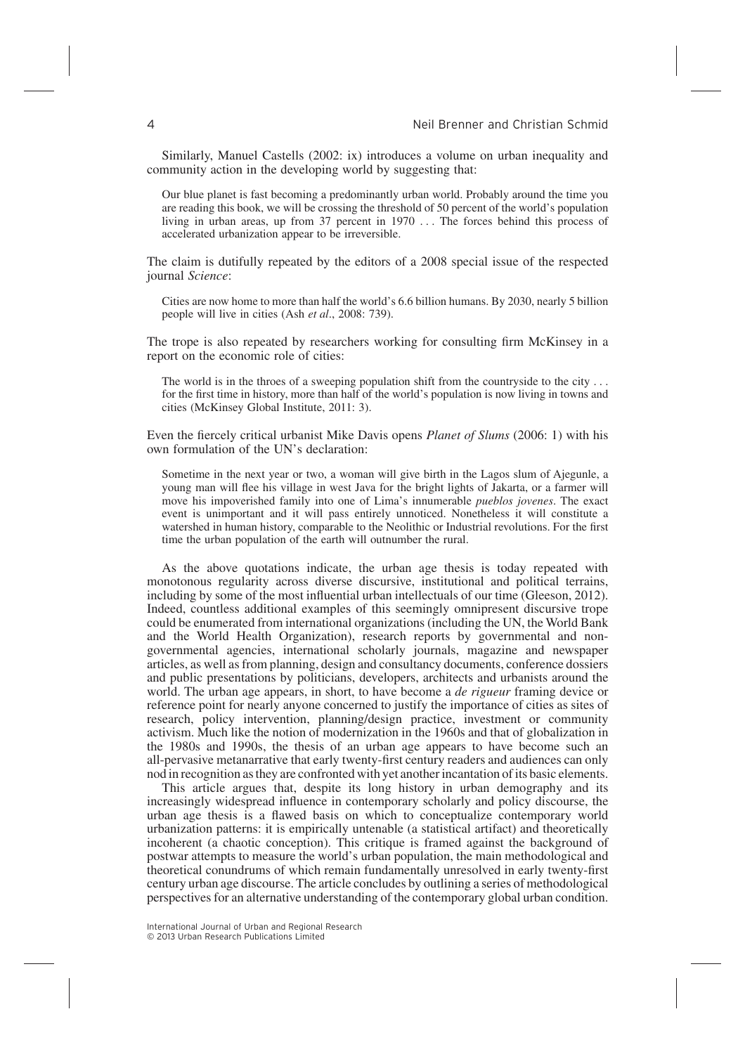Similarly, Manuel Castells (2002: ix) introduces a volume on urban inequality and community action in the developing world by suggesting that:

> Our blue planet is fast becoming a predominantly urban world. Probably around the time you are reading this book, we will be crossing the threshold of 50 percent of the world's population living in urban areas, up from 37 percent in 1970 . . . The forces behind this process of accelerated urbanization appear to be irreversible.

The claim is dutifully repeated by the editors of a 2008 special issue of the respected journal *Science*:

> Cities are now home to more than half the world's 6.6 billion humans. By 2030, nearly 5 billion people will live in cities (Ash *et al*., 2008: 739).

The trope is also repeated by researchers working for consulting firm McKinsey in a report on the economic role of cities:

> The world is in the throes of a sweeping population shift from the countryside to the city . . . for the first time in history, more than half of the world's population is now living in towns and cities (McKinsey Global Institute, 2011: 3).

Even the fiercely critical urbanist Mike Davis opens *Planet of Slums* (2006: 1) with his own formulation of the UN's declaration:

> Sometime in the next year or two, a woman will give birth in the Lagos slum of Ajegunle, a young man will flee his village in west Java for the bright lights of Jakarta, or a farmer will move his impoverished family into one of Lima's innumerable *pueblos jovenes*. The exact event is unimportant and it will pass entirely unnoticed. Nonetheless it will constitute a watershed in human history, comparable to the Neolithic or Industrial revolutions. For the first time the urban population of the earth will outnumber the rural.

As the above quotations indicate, the urban age thesis is today repeated with monotonous regularity across diverse discursive, institutional and political terrains, including by some of the most influential urban intellectuals of our time (Gleeson, 2012). Indeed, countless additional examples of this seemingly omnipresent discursive trope could be enumerated from international organizations (including the UN, the World Bank and the World Health Organization), research reports by governmental and non-governmental agencies, international scholarly journals, magazine and newspaper articles, as well as from planning, design and consultancy documents, conference dossiers and public presentations by politicians, developers, architects and urbanists around the world. The urban age appears, in short, to have become a *de rigueur* framing device or reference point for nearly anyone concerned to justify the importance of cities as sites of research, policy intervention, planning/design practice, investment or community activism. Much like the notion of modernization in the 1960s and that of globalization in the 1980s and 1990s, the thesis of an urban age appears to have become such an all-pervasive metanarrative that early twenty-first century readers and audiences can only nod in recognition as they are confronted with yet another incantation of its basic elements.

This article argues that, despite its long history in urban demography and its increasingly widespread influence in contemporary scholarly and policy discourse, the urban age thesis is a flawed basis on which to conceptualize contemporary world urbanization patterns: it is empirically untenable (a statistical artifact) and theoretically incoherent (a chaotic conception). This critique is framed against the background of postwar attempts to measure the world's urban population, the main methodological and theoretical conundrums of which remain fundamentally unresolved in early twenty-first century urban age discourse. The article concludes by outlining a series of methodological perspectives for an alternative understanding of the contemporary global urban condition.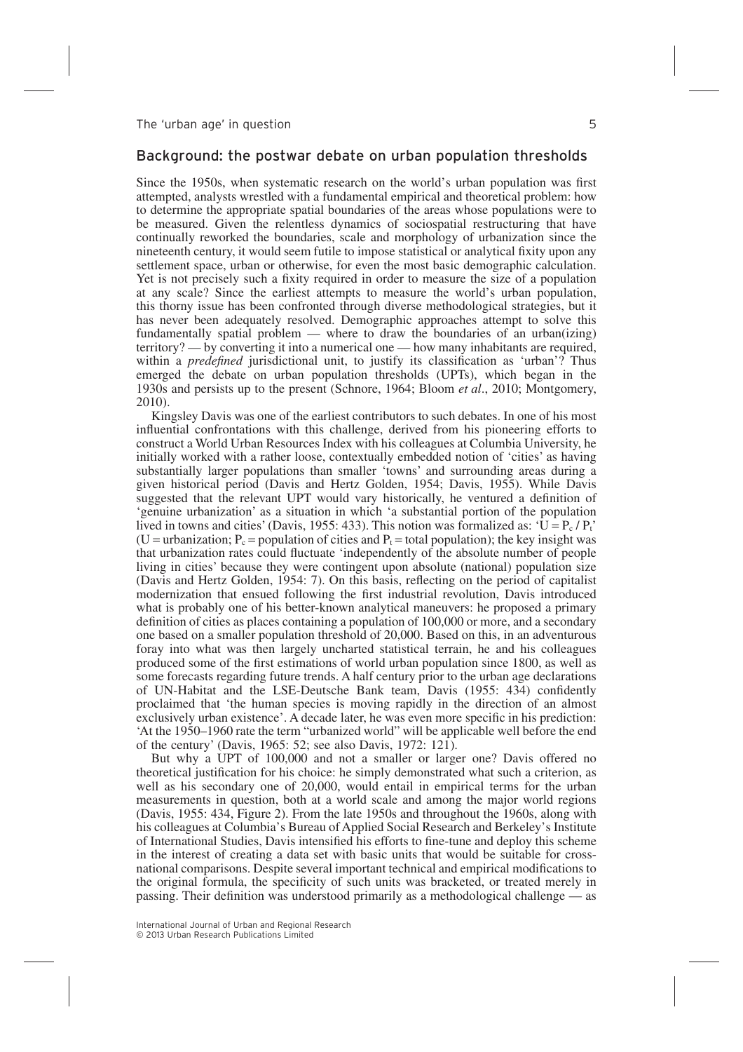## Background: the postwar debate on urban population thresholds

Since the 1950s, when systematic research on the world's urban population was first attempted, analysts wrestled with a fundamental empirical and theoretical problem: how to determine the appropriate spatial boundaries of the areas whose populations were to be measured. Given the relentless dynamics of sociospatial restructuring that have continually reworked the boundaries, scale and morphology of urbanization since the nineteenth century, it would seem futile to impose statistical or analytical fixity upon any settlement space, urban or otherwise, for even the most basic demographic calculation. Yet is not precisely such a fixity required in order to measure the size of a population at any scale? Since the earliest attempts to measure the world's urban population, this thorny issue has been confronted through diverse methodological strategies, but it has never been adequately resolved. Demographic approaches attempt to solve this fundamentally spatial problem — where to draw the boundaries of an urban(izing) territory? — by converting it into a numerical one — how many inhabitants are required, within a *predefined* jurisdictional unit, to justify its classification as 'urban'? Thus emerged the debate on urban population thresholds (UPTs), which began in the 1930s and persists up to the present (Schnore, 1964; Bloom *et al*., 2010; Montgomery, 2010).

Kingsley Davis was one of the earliest contributors to such debates. In one of his most influential confrontations with this challenge, derived from his pioneering efforts to construct a World Urban Resources Index with his colleagues at Columbia University, he initially worked with a rather loose, contextually embedded notion of 'cities' as having substantially larger populations than smaller 'towns' and surrounding areas during a given historical period (Davis and Hertz Golden, 1954; Davis, 1955). While Davis suggested that the relevant UPT would vary historically, he ventured a definition of 'genuine urbanization' as a situation in which 'a substantial portion of the population lived in towns and cities' (Davis, 1955: 433). This notion was formalized as: '$U = P_c / P_t$' ($U$ = urbanization; $P_c$ = population of cities and $P_t$ = total population); the key insight was that urbanization rates could fluctuate 'independently of the absolute number of people living in cities' because they were contingent upon absolute (national) population size (Davis and Hertz Golden, 1954: 7). On this basis, reflecting on the period of capitalist modernization that ensued following the first industrial revolution, Davis introduced what is probably one of his better-known analytical maneuvers: he proposed a primary definition of cities as places containing a population of 100,000 or more, and a secondary one based on a smaller population threshold of 20,000. Based on this, in an adventurous foray into what was then largely uncharted statistical terrain, he and his colleagues produced some of the first estimations of world urban population since 1800, as well as some forecasts regarding future trends. A half century prior to the urban age declarations of UN-Habitat and the LSE-Deutsche Bank team, Davis (1955: 434) confidently proclaimed that 'the human species is moving rapidly in the direction of an almost exclusively urban existence'. A decade later, he was even more specific in his prediction: 'At the 1950–1960 rate the term "urbanized world" will be applicable well before the end of the century' (Davis, 1965: 52; see also Davis, 1972: 121).

But why a UPT of 100,000 and not a smaller or larger one? Davis offered no theoretical justification for his choice: he simply demonstrated what such a criterion, as well as his secondary one of 20,000, would entail in empirical terms for the urban measurements in question, both at a world scale and among the major world regions (Davis, 1955: 434, Figure 2). From the late 1950s and throughout the 1960s, along with his colleagues at Columbia's Bureau of Applied Social Research and Berkeley's Institute of International Studies, Davis intensified his efforts to fine-tune and deploy this scheme in the interest of creating a data set with basic units that would be suitable for cross-national comparisons. Despite several important technical and empirical modifications to the original formula, the specificity of such units was bracketed, or treated merely in passing. Their definition was understood primarily as a methodological challenge — as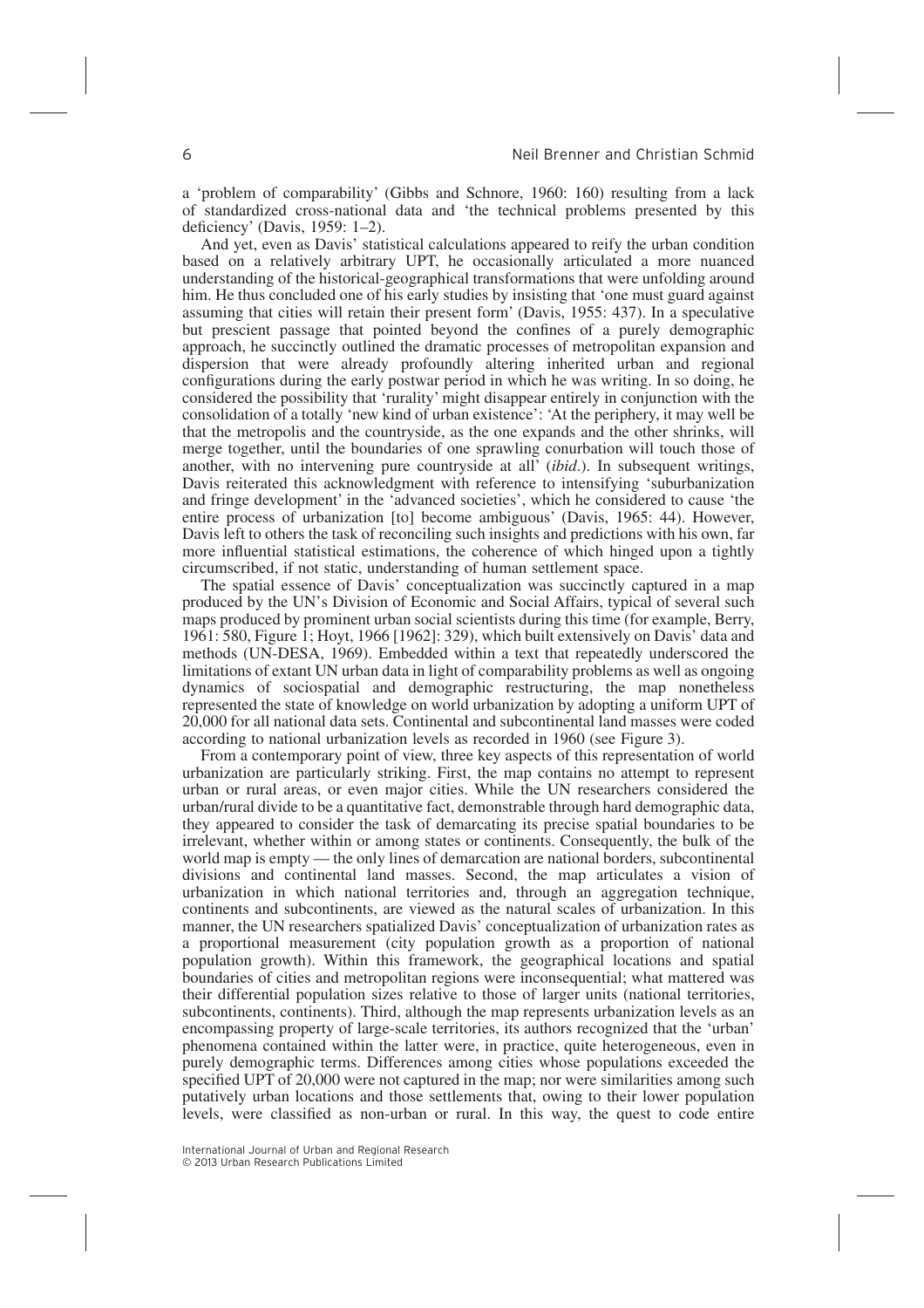a 'problem of comparability' (Gibbs and Schnore, 1960: 160) resulting from a lack of standardized cross-national data and 'the technical problems presented by this deficiency' (Davis, 1959: 1–2).

And yet, even as Davis' statistical calculations appeared to reify the urban condition based on a relatively arbitrary UPT, he occasionally articulated a more nuanced understanding of the historical-geographical transformations that were unfolding around him. He thus concluded one of his early studies by insisting that 'one must guard against assuming that cities will retain their present form' (Davis, 1955: 437). In a speculative but prescient passage that pointed beyond the confines of a purely demographic approach, he succinctly outlined the dramatic processes of metropolitan expansion and dispersion that were already profoundly altering inherited urban and regional configurations during the early postwar period in which he was writing. In so doing, he considered the possibility that 'rurality' might disappear entirely in conjunction with the consolidation of a totally 'new kind of urban existence': 'At the periphery, it may well be that the metropolis and the countryside, as the one expands and the other shrinks, will merge together, until the boundaries of one sprawling conurbation will touch those of another, with no intervening pure countryside at all' (*ibid*.). In subsequent writings, Davis reiterated this acknowledgment with reference to intensifying 'suburbanization and fringe development' in the 'advanced societies', which he considered to cause 'the entire process of urbanization [to] become ambiguous' (Davis, 1965: 44). However, Davis left to others the task of reconciling such insights and predictions with his own, far more influential statistical estimations, the coherence of which hinged upon a tightly circumscribed, if not static, understanding of human settlement space.

The spatial essence of Davis' conceptualization was succinctly captured in a map produced by the UN's Division of Economic and Social Affairs, typical of several such maps produced by prominent urban social scientists during this time (for example, Berry, 1961: 580, Figure 1; Hoyt, 1966 [1962]: 329), which built extensively on Davis' data and methods (UN-DESA, 1969). Embedded within a text that repeatedly underscored the limitations of extant UN urban data in light of comparability problems as well as ongoing dynamics of sociospatial and demographic restructuring, the map nonetheless represented the state of knowledge on world urbanization by adopting a uniform UPT of 20,000 for all national data sets. Continental and subcontinental land masses were coded according to national urbanization levels as recorded in 1960 (see Figure 3).

From a contemporary point of view, three key aspects of this representation of world urbanization are particularly striking. First, the map contains no attempt to represent urban or rural areas, or even major cities. While the UN researchers considered the urban/rural divide to be a quantitative fact, demonstrable through hard demographic data, they appeared to consider the task of demarcating its precise spatial boundaries to be irrelevant, whether within or among states or continents. Consequently, the bulk of the world map is empty — the only lines of demarcation are national borders, subcontinental divisions and continental land masses. Second, the map articulates a vision of urbanization in which national territories and, through an aggregation technique, continents and subcontinents, are viewed as the natural scales of urbanization. In this manner, the UN researchers spatialized Davis' conceptualization of urbanization rates as a proportional measurement (city population growth as a proportion of national population growth). Within this framework, the geographical locations and spatial boundaries of cities and metropolitan regions were inconsequential; what mattered was their differential population sizes relative to those of larger units (national territories, subcontinents, continents). Third, although the map represents urbanization levels as an encompassing property of large-scale territories, its authors recognized that the 'urban' phenomena contained within the latter were, in practice, quite heterogeneous, even in purely demographic terms. Differences among cities whose populations exceeded the specified UPT of 20,000 were not captured in the map; nor were similarities among such putatively urban locations and those settlements that, owing to their lower population levels, were classified as non-urban or rural. In this way, the quest to code entire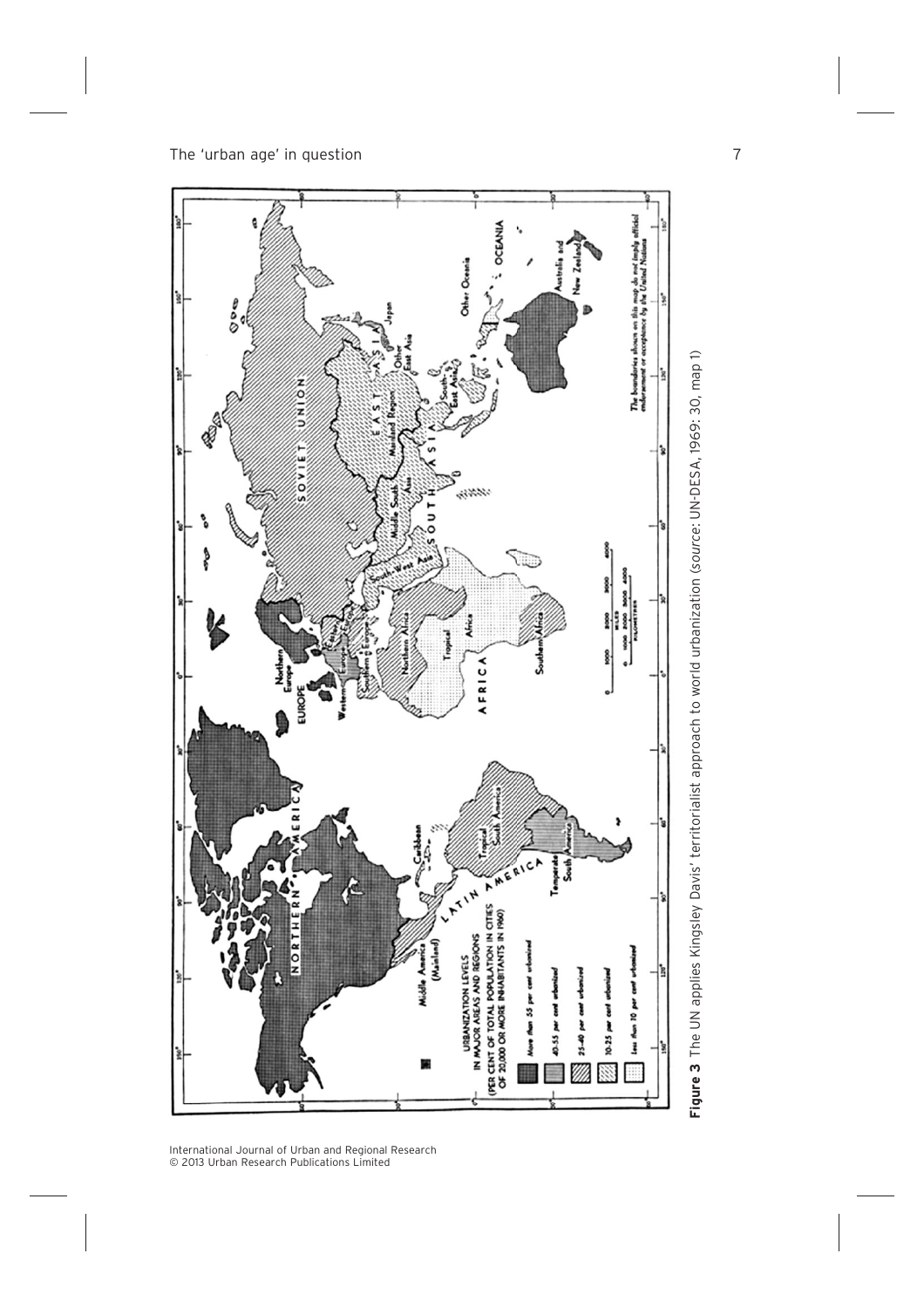**Figure 3** The UN applies Kingsley Davis' territorialist approach to world urbanization (*source*: UN-DESA, 1969: 30, map 1)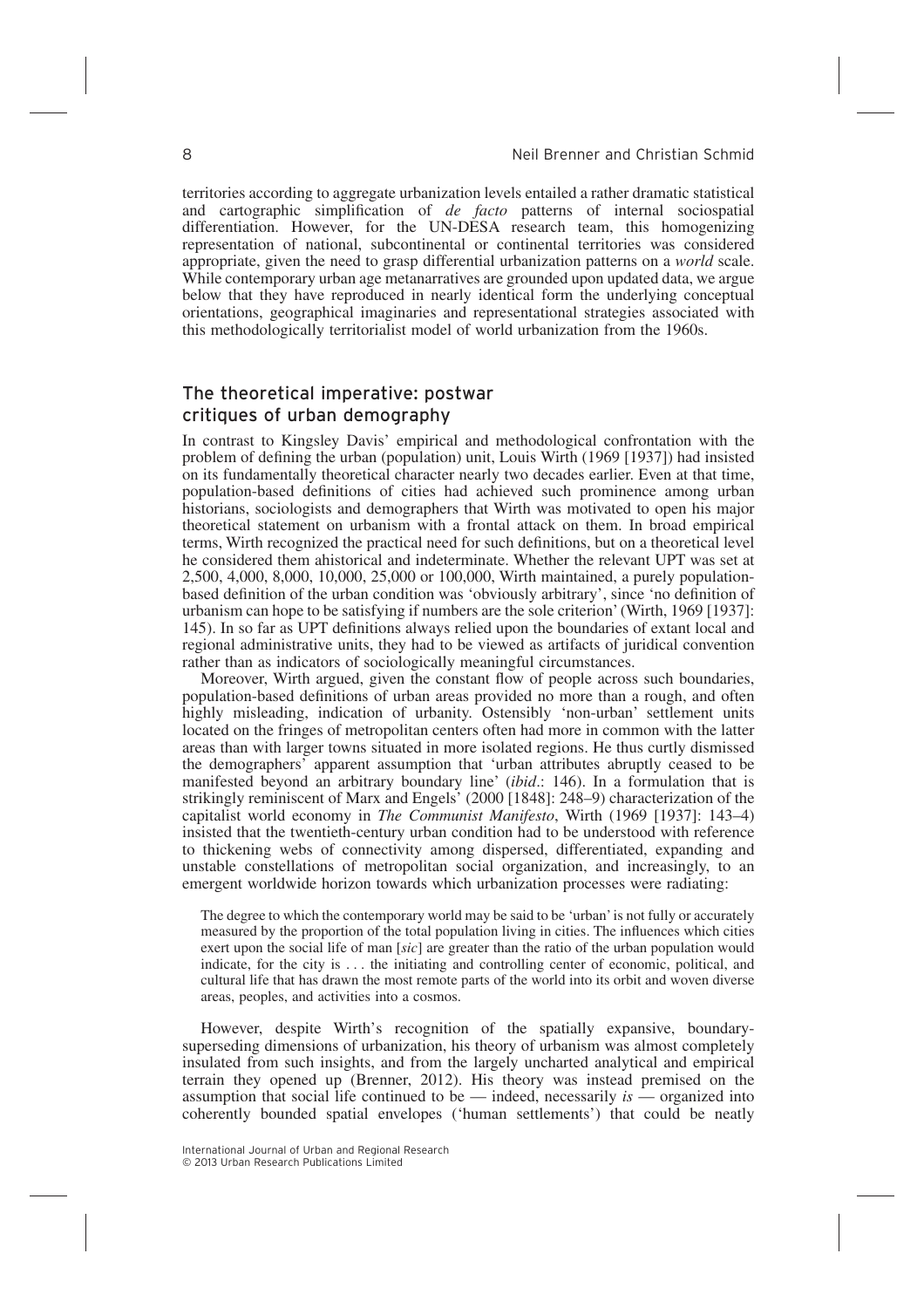territories according to aggregate urbanization levels entailed a rather dramatic statistical and cartographic simplification of *de facto* patterns of internal sociospatial differentiation. However, for the UN-DESA research team, this homogenizing representation of national, subcontinental or continental territories was considered appropriate, given the need to grasp differential urbanization patterns on a *world* scale. While contemporary urban age metanarratives are grounded upon updated data, we argue below that they have reproduced in nearly identical form the underlying conceptual orientations, geographical imaginaries and representational strategies associated with this methodologically territorialist model of world urbanization from the 1960s.

## The theoretical imperative: postwar critiques of urban demography

In contrast to Kingsley Davis' empirical and methodological confrontation with the problem of defining the urban (population) unit, Louis Wirth (1969 [1937]) had insisted on its fundamentally theoretical character nearly two decades earlier. Even at that time, population-based definitions of cities had achieved such prominence among urban historians, sociologists and demographers that Wirth was motivated to open his major theoretical statement on urbanism with a frontal attack on them. In broad empirical terms, Wirth recognized the practical need for such definitions, but on a theoretical level he considered them ahistorical and indeterminate. Whether the relevant UPT was set at 2,500, 4,000, 8,000, 10,000, 25,000 or 100,000, Wirth maintained, a purely population-based definition of the urban condition was 'obviously arbitrary', since 'no definition of urbanism can hope to be satisfying if numbers are the sole criterion' (Wirth, 1969 [1937]: 145). In so far as UPT definitions always relied upon the boundaries of extant local and regional administrative units, they had to be viewed as artifacts of juridical convention rather than as indicators of sociologically meaningful circumstances.

Moreover, Wirth argued, given the constant flow of people across such boundaries, population-based definitions of urban areas provided no more than a rough, and often highly misleading, indication of urbanity. Ostensibly 'non-urban' settlement units located on the fringes of metropolitan centers often had more in common with the latter areas than with larger towns situated in more isolated regions. He thus curtly dismissed the demographers' apparent assumption that 'urban attributes abruptly ceased to be manifested beyond an arbitrary boundary line' (*ibid*.: 146). In a formulation that is strikingly reminiscent of Marx and Engels' (2000 [1848]: 248–9) characterization of the capitalist world economy in *The Communist Manifesto*, Wirth (1969 [1937]: 143–4) insisted that the twentieth-century urban condition had to be understood with reference to thickening webs of connectivity among dispersed, differentiated, expanding and unstable constellations of metropolitan social organization, and increasingly, to an emergent worldwide horizon towards which urbanization processes were radiating:

> The degree to which the contemporary world may be said to be 'urban' is not fully or accurately measured by the proportion of the total population living in cities. The influences which cities exert upon the social life of man [*sic*] are greater than the ratio of the urban population would indicate, for the city is . . . the initiating and controlling center of economic, political, and cultural life that has drawn the most remote parts of the world into its orbit and woven diverse areas, peoples, and activities into a cosmos.

However, despite Wirth's recognition of the spatially expansive, boundary-superseding dimensions of urbanization, his theory of urbanism was almost completely insulated from such insights, and from the largely uncharted analytical and empirical terrain they opened up (Brenner, 2012). His theory was instead premised on the assumption that social life continued to be — indeed, necessarily *is* — organized into coherently bounded spatial envelopes ('human settlements') that could be neatly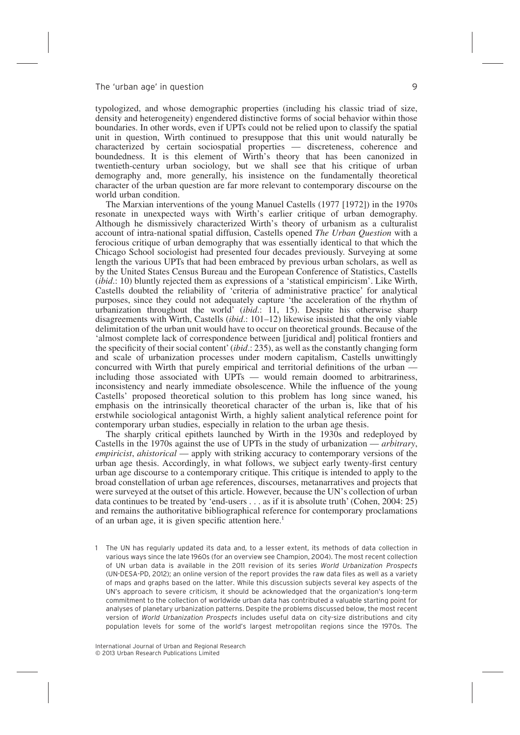typologized, and whose demographic properties (including his classic triad of size, density and heterogeneity) engendered distinctive forms of social behavior within those boundaries. In other words, even if UPTs could not be relied upon to classify the spatial unit in question, Wirth continued to presuppose that this unit would naturally be characterized by certain sociospatial properties — discreteness, coherence and boundedness. It is this element of Wirth's theory that has been canonized in twentieth-century urban sociology, but we shall see that his critique of urban demography and, more generally, his insistence on the fundamentally theoretical character of the urban question are far more relevant to contemporary discourse on the world urban condition.

The Marxian interventions of the young Manuel Castells (1977 [1972]) in the 1970s resonate in unexpected ways with Wirth's earlier critique of urban demography. Although he dismissively characterized Wirth's theory of urbanism as a culturalist account of intra-national spatial diffusion, Castells opened *The Urban Question* with a ferocious critique of urban demography that was essentially identical to that which the Chicago School sociologist had presented four decades previously. Surveying at some length the various UPTs that had been embraced by previous urban scholars, as well as by the United States Census Bureau and the European Conference of Statistics, Castells (*ibid*.: 10) bluntly rejected them as expressions of a 'statistical empiricism'. Like Wirth, Castells doubted the reliability of 'criteria of administrative practice' for analytical purposes, since they could not adequately capture 'the acceleration of the rhythm of urbanization throughout the world' (*ibid*.: 11, 15). Despite his otherwise sharp disagreements with Wirth, Castells (*ibid*.: 101–12) likewise insisted that the only viable delimitation of the urban unit would have to occur on theoretical grounds. Because of the 'almost complete lack of correspondence between [juridical and] political frontiers and the specificity of their social content' (*ibid*.: 235), as well as the constantly changing form and scale of urbanization processes under modern capitalism, Castells unwittingly concurred with Wirth that purely empirical and territorial definitions of the urban — including those associated with UPTs — would remain doomed to arbitrariness, inconsistency and nearly immediate obsolescence. While the influence of the young Castells' proposed theoretical solution to this problem has long since waned, his emphasis on the intrinsically theoretical character of the urban is, like that of his erstwhile sociological antagonist Wirth, a highly salient analytical reference point for contemporary urban studies, especially in relation to the urban age thesis.

The sharply critical epithets launched by Wirth in the 1930s and redeployed by Castells in the 1970s against the use of UPTs in the study of urbanization — *arbitrary*, *empiricist*, *ahistorical* — apply with striking accuracy to contemporary versions of the urban age thesis. Accordingly, in what follows, we subject early twenty-first century urban age discourse to a contemporary critique. This critique is intended to apply to the broad constellation of urban age references, discourses, metanarratives and projects that were surveyed at the outset of this article. However, because the UN's collection of urban data continues to be treated by 'end-users . . . as if it is absolute truth' (Cohen, 2004: 25) and remains the authoritative bibliographical reference for contemporary proclamations of an urban age, it is given specific attention here.[1]

1 The UN has regularly updated its data and, to a lesser extent, its methods of data collection in various ways since the late 1960s (for an overview see Champion, 2004). The most recent collection of UN urban data is available in the 2011 revision of its series *World Urbanization Prospects* (UN-DESA-PD, 2012); an online version of the report provides the raw data files as well as a variety of maps and graphs based on the latter. While this discussion subjects several key aspects of the UN's approach to severe criticism, it should be acknowledged that the organization's long-term commitment to the collection of worldwide urban data has contributed a valuable starting point for analyses of planetary urbanization patterns. Despite the problems discussed below, the most recent version of *World Urbanization Prospects* includes useful data on city-size distributions and city population levels for some of the world's largest metropolitan regions since the 1970s. The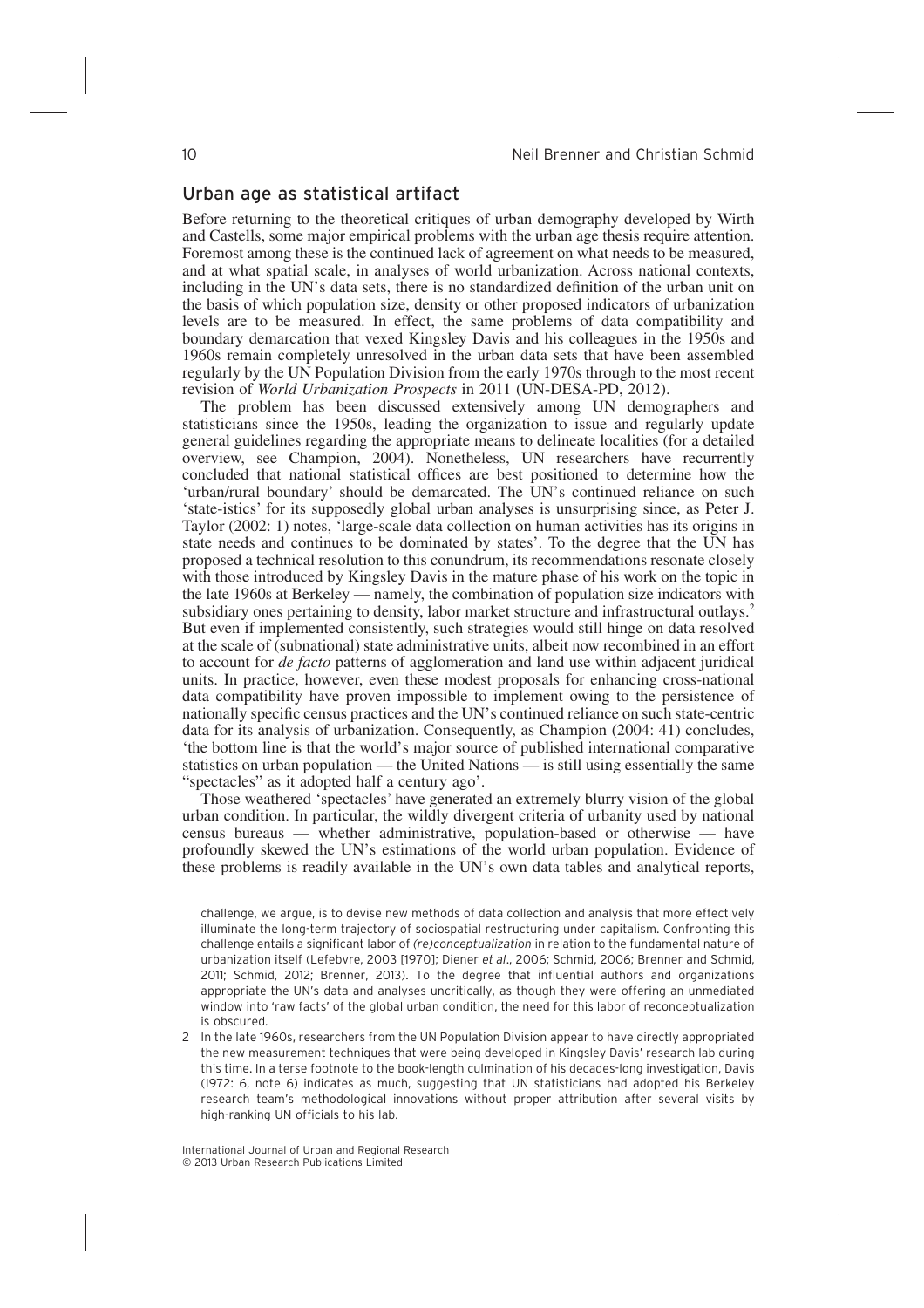## Urban age as statistical artifact

Before returning to the theoretical critiques of urban demography developed by Wirth and Castells, some major empirical problems with the urban age thesis require attention. Foremost among these is the continued lack of agreement on what needs to be measured, and at what spatial scale, in analyses of world urbanization. Across national contexts, including in the UN's data sets, there is no standardized definition of the urban unit on the basis of which population size, density or other proposed indicators of urbanization levels are to be measured. In effect, the same problems of data compatibility and boundary demarcation that vexed Kingsley Davis and his colleagues in the 1950s and 1960s remain completely unresolved in the urban data sets that have been assembled regularly by the UN Population Division from the early 1970s through to the most recent revision of *World Urbanization Prospects* in 2011 (UN-DESA-PD, 2012).

The problem has been discussed extensively among UN demographers and statisticians since the 1950s, leading the organization to issue and regularly update general guidelines regarding the appropriate means to delineate localities (for a detailed overview, see Champion, 2004). Nonetheless, UN researchers have recurrently concluded that national statistical offices are best positioned to determine how the 'urban/rural boundary' should be demarcated. The UN's continued reliance on such 'state-istics' for its supposedly global urban analyses is unsurprising since, as Peter J. Taylor (2002: 1) notes, 'large-scale data collection on human activities has its origins in state needs and continues to be dominated by states'. To the degree that the UN has proposed a technical resolution to this conundrum, its recommendations resonate closely with those introduced by Kingsley Davis in the mature phase of his work on the topic in the late 1960s at Berkeley — namely, the combination of population size indicators with subsidiary ones pertaining to density, labor market structure and infrastructural outlays.[2] But even if implemented consistently, such strategies would still hinge on data resolved at the scale of (subnational) state administrative units, albeit now recombined in an effort to account for *de facto* patterns of agglomeration and land use within adjacent juridical units. In practice, however, even these modest proposals for enhancing cross-national data compatibility have proven impossible to implement owing to the persistence of nationally specific census practices and the UN's continued reliance on such state-centric data for its analysis of urbanization. Consequently, as Champion (2004: 41) concludes, 'the bottom line is that the world's major source of published international comparative statistics on urban population — the United Nations — is still using essentially the same "spectacles" as it adopted half a century ago'.

Those weathered 'spectacles' have generated an extremely blurry vision of the global urban condition. In particular, the wildly divergent criteria of urbanity used by national census bureaus — whether administrative, population-based or otherwise — have profoundly skewed the UN's estimations of the world urban population. Evidence of these problems is readily available in the UN's own data tables and analytical reports,

challenge, we argue, is to devise new methods of data collection and analysis that more effectively illuminate the long-term trajectory of sociospatial restructuring under capitalism. Confronting this challenge entails a significant labor of *(re)conceptualization* in relation to the fundamental nature of urbanization itself (Lefebvre, 2003 [1970]; Diener *et al*., 2006; Schmid, 2006; Brenner and Schmid, 2011; Schmid, 2012; Brenner, 2013). To the degree that influential authors and organizations appropriate the UN's data and analyses uncritically, as though they were offering an unmediated window into 'raw facts' of the global urban condition, the need for this labor of reconceptualization is obscured.

2 In the late 1960s, researchers from the UN Population Division appear to have directly appropriated the new measurement techniques that were being developed in Kingsley Davis' research lab during this time. In a terse footnote to the book-length culmination of his decades-long investigation, Davis (1972: 6, note 6) indicates as much, suggesting that UN statisticians had adopted his Berkeley research team's methodological innovations without proper attribution after several visits by high-ranking UN officials to his lab.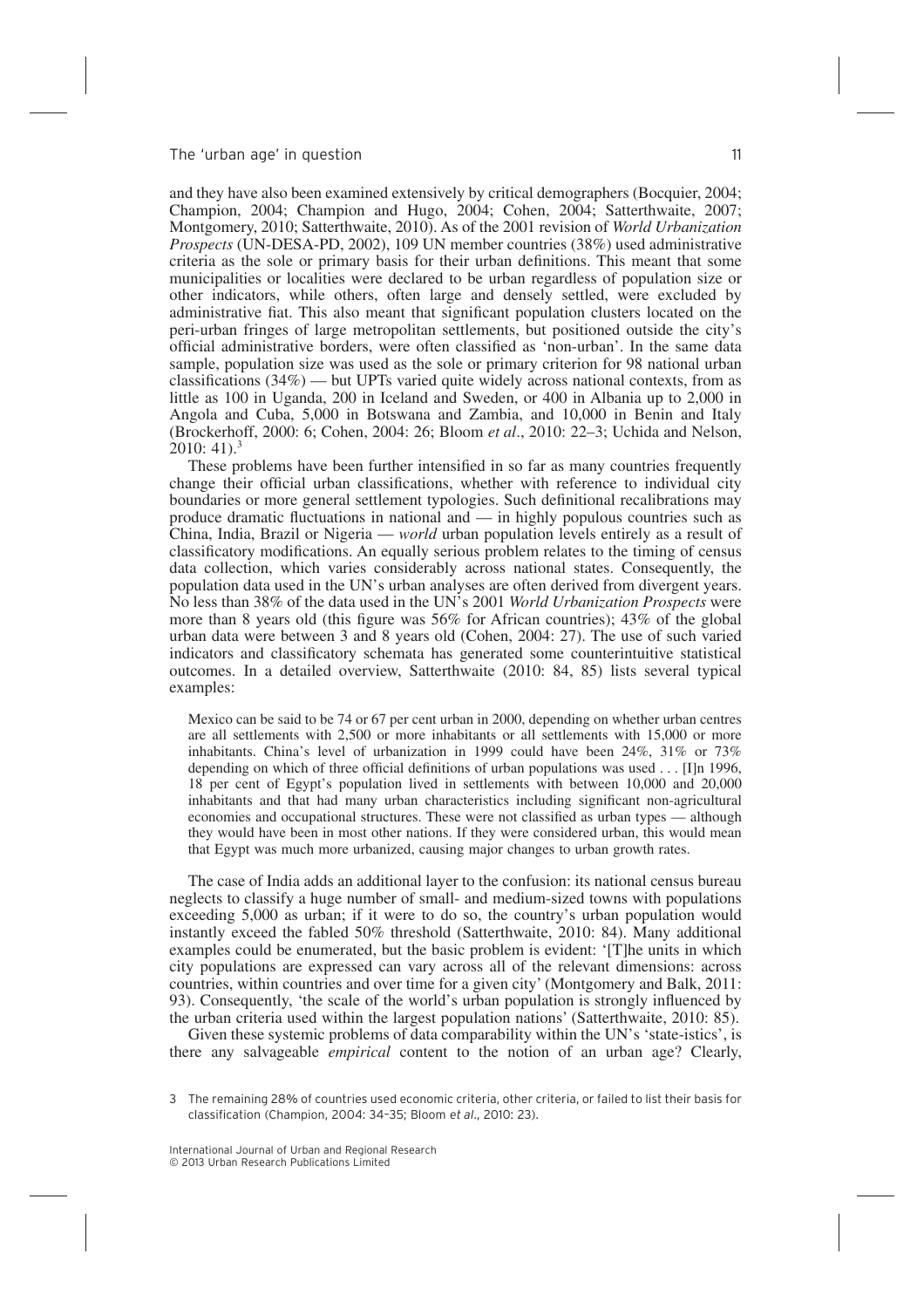and they have also been examined extensively by critical demographers (Bocquier, 2004; Champion, 2004; Champion and Hugo, 2004; Cohen, 2004; Satterthwaite, 2007; Montgomery, 2010; Satterthwaite, 2010). As of the 2001 revision of *World Urbanization Prospects* (UN-DESA-PD, 2002), 109 UN member countries (38%) used administrative criteria as the sole or primary basis for their urban definitions. This meant that some municipalities or localities were declared to be urban regardless of population size or other indicators, while others, often large and densely settled, were excluded by administrative fiat. This also meant that significant population clusters located on the peri-urban fringes of large metropolitan settlements, but positioned outside the city's official administrative borders, were often classified as 'non-urban'. In the same data sample, population size was used as the sole or primary criterion for 98 national urban classifications (34%) — but UPTs varied quite widely across national contexts, from as little as 100 in Uganda, 200 in Iceland and Sweden, or 400 in Albania up to 2,000 in Angola and Cuba, 5,000 in Botswana and Zambia, and 10,000 in Benin and Italy (Brockerhoff, 2000: 6; Cohen, 2004: 26; Bloom *et al*., 2010: 22–3; Uchida and Nelson, 2010: 41).[3]

These problems have been further intensified in so far as many countries frequently change their official urban classifications, whether with reference to individual city boundaries or more general settlement typologies. Such definitional recalibrations may produce dramatic fluctuations in national and — in highly populous countries such as China, India, Brazil or Nigeria — *world* urban population levels entirely as a result of classificatory modifications. An equally serious problem relates to the timing of census data collection, which varies considerably across national states. Consequently, the population data used in the UN's urban analyses are often derived from divergent years. No less than 38% of the data used in the UN's 2001 *World Urbanization Prospects* were more than 8 years old (this figure was 56% for African countries); 43% of the global urban data were between 3 and 8 years old (Cohen, 2004: 27). The use of such varied indicators and classificatory schemata has generated some counterintuitive statistical outcomes. In a detailed overview, Satterthwaite (2010: 84, 85) lists several typical examples:

> Mexico can be said to be 74 or 67 per cent urban in 2000, depending on whether urban centres are all settlements with 2,500 or more inhabitants or all settlements with 15,000 or more inhabitants. China's level of urbanization in 1999 could have been 24%, 31% or 73% depending on which of three official definitions of urban populations was used . . . [I]n 1996, 18 per cent of Egypt's population lived in settlements with between 10,000 and 20,000 inhabitants and that had many urban characteristics including significant non-agricultural economies and occupational structures. These were not classified as urban types — although they would have been in most other nations. If they were considered urban, this would mean that Egypt was much more urbanized, causing major changes to urban growth rates.

The case of India adds an additional layer to the confusion: its national census bureau neglects to classify a huge number of small- and medium-sized towns with populations exceeding 5,000 as urban; if it were to do so, the country's urban population would instantly exceed the fabled 50% threshold (Satterthwaite, 2010: 84). Many additional examples could be enumerated, but the basic problem is evident: '[T]he units in which city populations are expressed can vary across all of the relevant dimensions: across countries, within countries and over time for a given city' (Montgomery and Balk, 2011: 93). Consequently, 'the scale of the world's urban population is strongly influenced by the urban criteria used within the largest population nations' (Satterthwaite, 2010: 85).

Given these systemic problems of data comparability within the UN's 'state-istics', is there any salvageable *empirical* content to the notion of an urban age? Clearly,

[3] The remaining 28% of countries used economic criteria, other criteria, or failed to list their basis for classification (Champion, 2004: 34–35; Bloom *et al*., 2010: 23).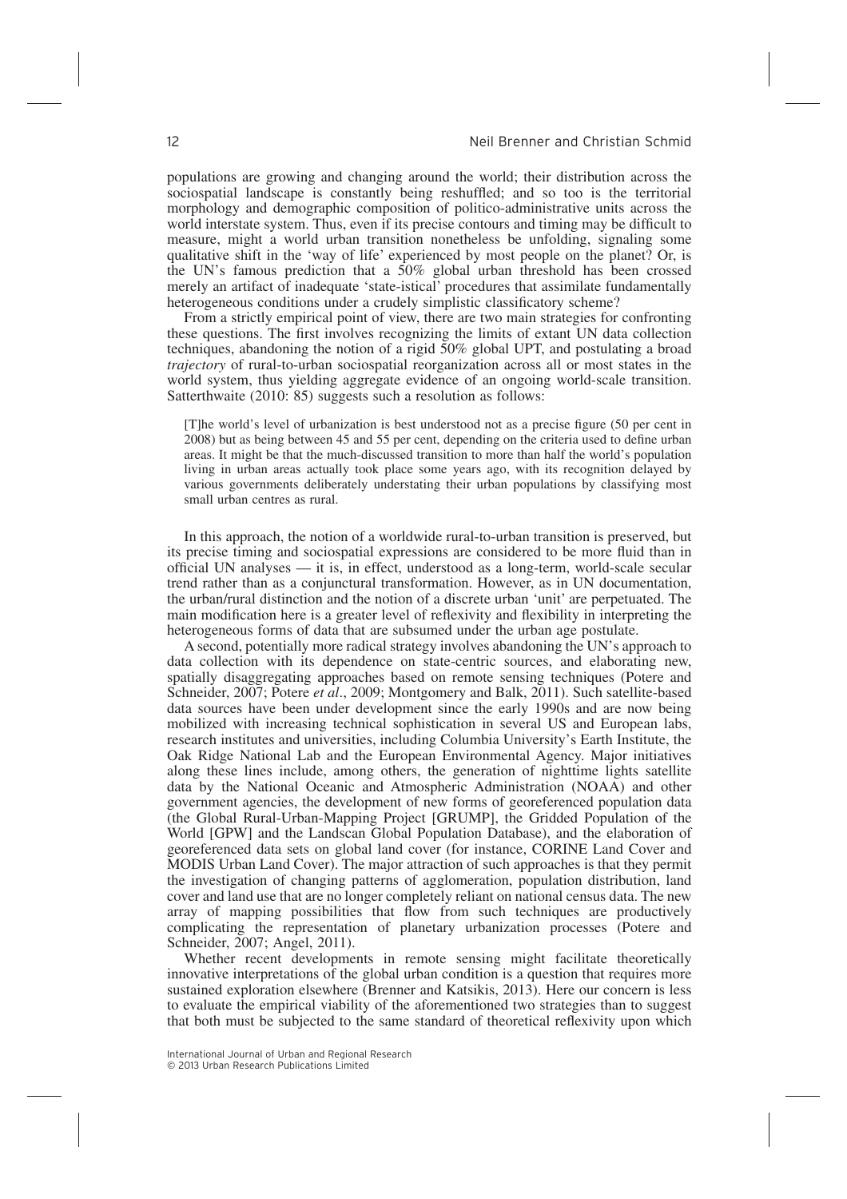populations are growing and changing around the world; their distribution across the sociospatial landscape is constantly being reshuffled; and so too is the territorial morphology and demographic composition of politico-administrative units across the world interstate system. Thus, even if its precise contours and timing may be difficult to measure, might a world urban transition nonetheless be unfolding, signaling some qualitative shift in the 'way of life' experienced by most people on the planet? Or, is the UN's famous prediction that a 50% global urban threshold has been crossed merely an artifact of inadequate 'state-istical' procedures that assimilate fundamentally heterogeneous conditions under a crudely simplistic classificatory scheme?

From a strictly empirical point of view, there are two main strategies for confronting these questions. The first involves recognizing the limits of extant UN data collection techniques, abandoning the notion of a rigid 50% global UPT, and postulating a broad *trajectory* of rural-to-urban sociospatial reorganization across all or most states in the world system, thus yielding aggregate evidence of an ongoing world-scale transition. Satterthwaite (2010: 85) suggests such a resolution as follows:

> [T]he world's level of urbanization is best understood not as a precise figure (50 per cent in 2008) but as being between 45 and 55 per cent, depending on the criteria used to define urban areas. It might be that the much-discussed transition to more than half the world's population living in urban areas actually took place some years ago, with its recognition delayed by various governments deliberately understating their urban populations by classifying most small urban centres as rural.

In this approach, the notion of a worldwide rural-to-urban transition is preserved, but its precise timing and sociospatial expressions are considered to be more fluid than in official UN analyses — it is, in effect, understood as a long-term, world-scale secular trend rather than as a conjunctural transformation. However, as in UN documentation, the urban/rural distinction and the notion of a discrete urban 'unit' are perpetuated. The main modification here is a greater level of reflexivity and flexibility in interpreting the heterogeneous forms of data that are subsumed under the urban age postulate.

A second, potentially more radical strategy involves abandoning the UN's approach to data collection with its dependence on state-centric sources, and elaborating new, spatially disaggregating approaches based on remote sensing techniques (Potere and Schneider, 2007; Potere *et al*., 2009; Montgomery and Balk, 2011). Such satellite-based data sources have been under development since the early 1990s and are now being mobilized with increasing technical sophistication in several US and European labs, research institutes and universities, including Columbia University's Earth Institute, the Oak Ridge National Lab and the European Environmental Agency. Major initiatives along these lines include, among others, the generation of nighttime lights satellite data by the National Oceanic and Atmospheric Administration (NOAA) and other government agencies, the development of new forms of georeferenced population data (the Global Rural-Urban-Mapping Project [GRUMP], the Gridded Population of the World [GPW] and the Landscan Global Population Database), and the elaboration of georeferenced data sets on global land cover (for instance, CORINE Land Cover and MODIS Urban Land Cover). The major attraction of such approaches is that they permit the investigation of changing patterns of agglomeration, population distribution, land cover and land use that are no longer completely reliant on national census data. The new array of mapping possibilities that flow from such techniques are productively complicating the representation of planetary urbanization processes (Potere and Schneider, 2007; Angel, 2011).

Whether recent developments in remote sensing might facilitate theoretically innovative interpretations of the global urban condition is a question that requires more sustained exploration elsewhere (Brenner and Katsikis, 2013). Here our concern is less to evaluate the empirical viability of the aforementioned two strategies than to suggest that both must be subjected to the same standard of theoretical reflexivity upon which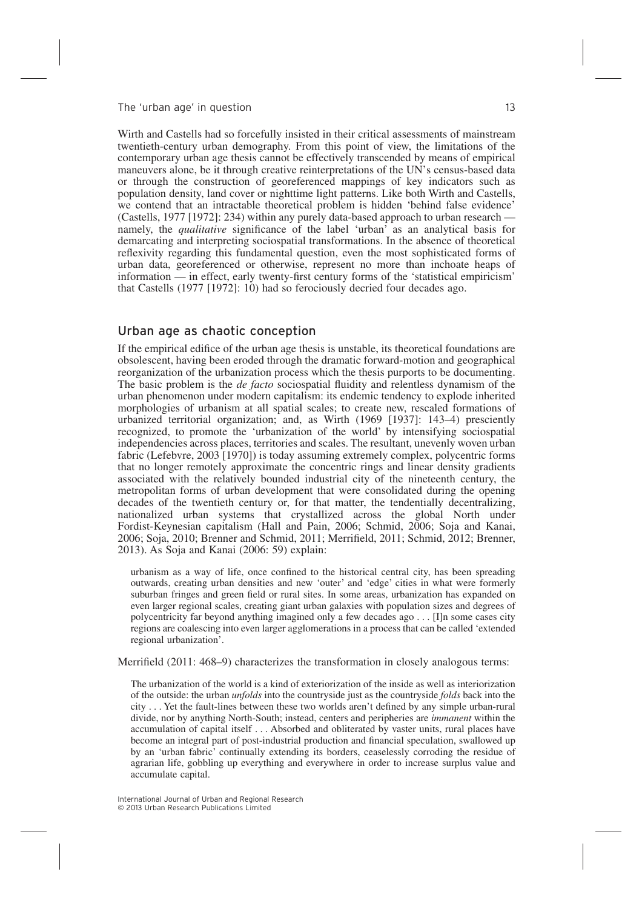Wirth and Castells had so forcefully insisted in their critical assessments of mainstream twentieth-century urban demography. From this point of view, the limitations of the contemporary urban age thesis cannot be effectively transcended by means of empirical maneuvers alone, be it through creative reinterpretations of the UN's census-based data or through the construction of georeferenced mappings of key indicators such as population density, land cover or nighttime light patterns. Like both Wirth and Castells, we contend that an intractable theoretical problem is hidden 'behind false evidence' (Castells, 1977 [1972]: 234) within any purely data-based approach to urban research — namely, the *qualitative* significance of the label 'urban' as an analytical basis for demarcating and interpreting sociospatial transformations. In the absence of theoretical reflexivity regarding this fundamental question, even the most sophisticated forms of urban data, georeferenced or otherwise, represent no more than inchoate heaps of information — in effect, early twenty-first century forms of the 'statistical empiricism' that Castells (1977 [1972]: 10) had so ferociously decried four decades ago.

## Urban age as chaotic conception

If the empirical edifice of the urban age thesis is unstable, its theoretical foundations are obsolescent, having been eroded through the dramatic forward-motion and geographical reorganization of the urbanization process which the thesis purports to be documenting. The basic problem is the *de facto* sociospatial fluidity and relentless dynamism of the urban phenomenon under modern capitalism: its endemic tendency to explode inherited morphologies of urbanism at all spatial scales; to create new, rescaled formations of urbanized territorial organization; and, as Wirth (1969 [1937]: 143–4) presciently recognized, to promote the 'urbanization of the world' by intensifying sociospatial independencies across places, territories and scales. The resultant, unevenly woven urban fabric (Lefebvre, 2003 [1970]) is today assuming extremely complex, polycentric forms that no longer remotely approximate the concentric rings and linear density gradients associated with the relatively bounded industrial city of the nineteenth century, the metropolitan forms of urban development that were consolidated during the opening decades of the twentieth century or, for that matter, the tendentially decentralizing, nationalized urban systems that crystallized across the global North under Fordist-Keynesian capitalism (Hall and Pain, 2006; Schmid, 2006; Soja and Kanai, 2006; Soja, 2010; Brenner and Schmid, 2011; Merrifield, 2011; Schmid, 2012; Brenner, 2013). As Soja and Kanai (2006: 59) explain:

> urbanism as a way of life, once confined to the historical central city, has been spreading outwards, creating urban densities and new 'outer' and 'edge' cities in what were formerly suburban fringes and green field or rural sites. In some areas, urbanization has expanded on even larger regional scales, creating giant urban galaxies with population sizes and degrees of polycentricity far beyond anything imagined only a few decades ago . . . [I]n some cases city regions are coalescing into even larger agglomerations in a process that can be called 'extended regional urbanization'.

Merrifield (2011: 468–9) characterizes the transformation in closely analogous terms:

> The urbanization of the world is a kind of exteriorization of the inside as well as interiorization of the outside: the urban *unfolds* into the countryside just as the countryside *folds* back into the city . . . Yet the fault-lines between these two worlds aren't defined by any simple urban-rural divide, nor by anything North-South; instead, centers and peripheries are *immanent* within the accumulation of capital itself . . . Absorbed and obliterated by vaster units, rural places have become an integral part of post-industrial production and financial speculation, swallowed up by an 'urban fabric' continually extending its borders, ceaselessly corroding the residue of agrarian life, gobbling up everything and everywhere in order to increase surplus value and accumulate capital.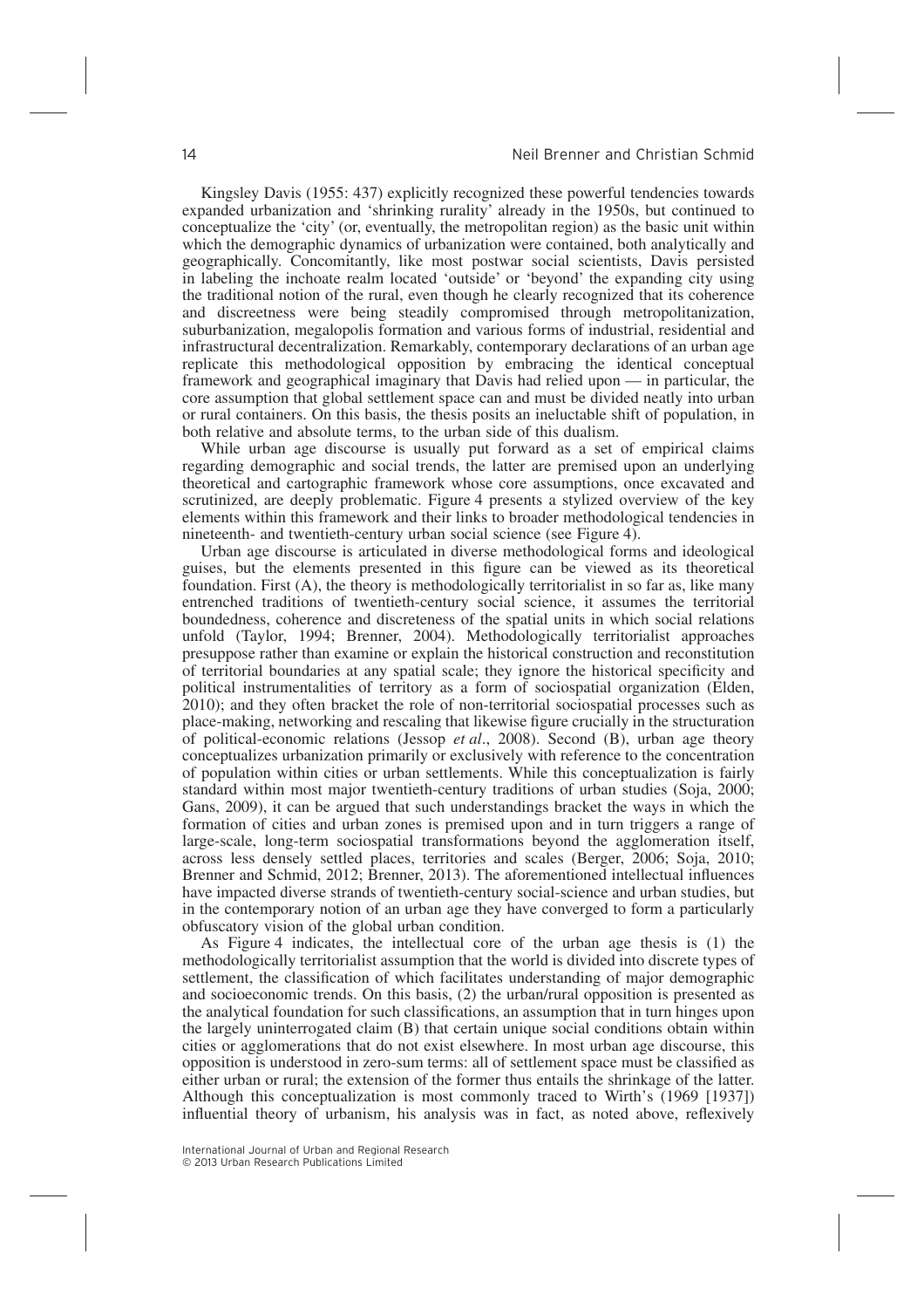Kingsley Davis (1955: 437) explicitly recognized these powerful tendencies towards expanded urbanization and 'shrinking rurality' already in the 1950s, but continued to conceptualize the 'city' (or, eventually, the metropolitan region) as the basic unit within which the demographic dynamics of urbanization were contained, both analytically and geographically. Concomitantly, like most postwar social scientists, Davis persisted in labeling the inchoate realm located 'outside' or 'beyond' the expanding city using the traditional notion of the rural, even though he clearly recognized that its coherence and discreetness were being steadily compromised through metropolitanization, suburbanization, megalopolis formation and various forms of industrial, residential and infrastructural decentralization. Remarkably, contemporary declarations of an urban age replicate this methodological opposition by embracing the identical conceptual framework and geographical imaginary that Davis had relied upon — in particular, the core assumption that global settlement space can and must be divided neatly into urban or rural containers. On this basis, the thesis posits an ineluctable shift of population, in both relative and absolute terms, to the urban side of this dualism.

While urban age discourse is usually put forward as a set of empirical claims regarding demographic and social trends, the latter are premised upon an underlying theoretical and cartographic framework whose core assumptions, once excavated and scrutinized, are deeply problematic. Figure 4 presents a stylized overview of the key elements within this framework and their links to broader methodological tendencies in nineteenth- and twentieth-century urban social science (see Figure 4).

Urban age discourse is articulated in diverse methodological forms and ideological guises, but the elements presented in this figure can be viewed as its theoretical foundation. First (A), the theory is methodologically territorialist in so far as, like many entrenched traditions of twentieth-century social science, it assumes the territorial boundedness, coherence and discreteness of the spatial units in which social relations unfold (Taylor, 1994; Brenner, 2004). Methodologically territorialist approaches presuppose rather than examine or explain the historical construction and reconstitution of territorial boundaries at any spatial scale; they ignore the historical specificity and political instrumentalities of territory as a form of sociospatial organization (Elden, 2010); and they often bracket the role of non-territorial sociospatial processes such as place-making, networking and rescaling that likewise figure crucially in the structuration of political-economic relations (Jessop *et al*., 2008). Second (B), urban age theory conceptualizes urbanization primarily or exclusively with reference to the concentration of population within cities or urban settlements. While this conceptualization is fairly standard within most major twentieth-century traditions of urban studies (Soja, 2000; Gans, 2009), it can be argued that such understandings bracket the ways in which the formation of cities and urban zones is premised upon and in turn triggers a range of large-scale, long-term sociospatial transformations beyond the agglomeration itself, across less densely settled places, territories and scales (Berger, 2006; Soja, 2010; Brenner and Schmid, 2012; Brenner, 2013). The aforementioned intellectual influences have impacted diverse strands of twentieth-century social-science and urban studies, but in the contemporary notion of an urban age they have converged to form a particularly obfuscatory vision of the global urban condition.

As Figure 4 indicates, the intellectual core of the urban age thesis is (1) the methodologically territorialist assumption that the world is divided into discrete types of settlement, the classification of which facilitates understanding of major demographic and socioeconomic trends. On this basis, (2) the urban/rural opposition is presented as the analytical foundation for such classifications, an assumption that in turn hinges upon the largely uninterrogated claim (B) that certain unique social conditions obtain within cities or agglomerations that do not exist elsewhere. In most urban age discourse, this opposition is understood in zero-sum terms: all of settlement space must be classified as either urban or rural; the extension of the former thus entails the shrinkage of the latter. Although this conceptualization is most commonly traced to Wirth's (1969 [1937]) influential theory of urbanism, his analysis was in fact, as noted above, reflexively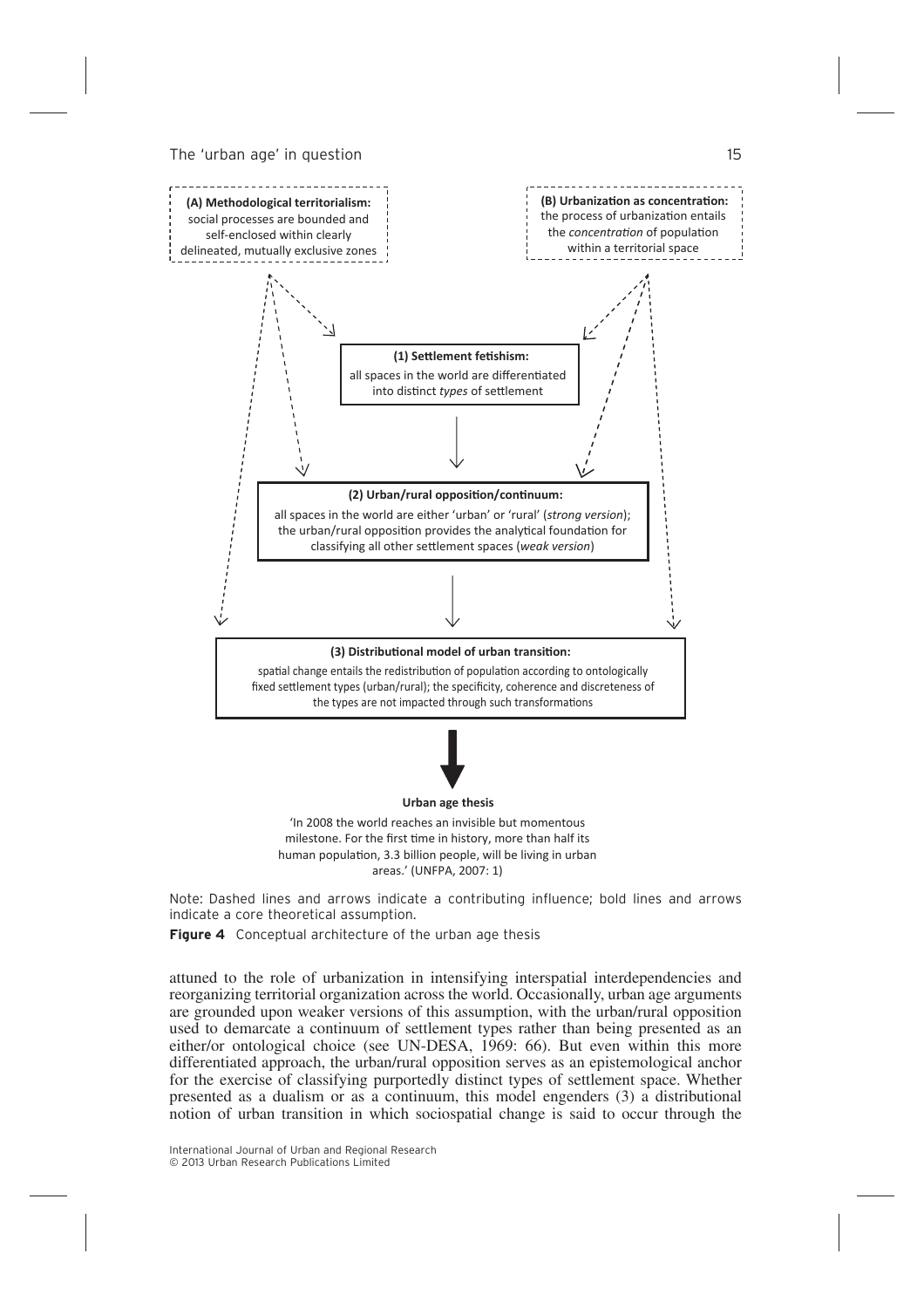**(A) Methodological territorialism:** social processes are bounded and self-enclosed within clearly delineated, mutually exclusive zones

**(B) Urbanization as concentration:** the process of urbanization entails the *concentration* of population within a territorial space

**(1) Settlement fetishism:** all spaces in the world are differentiated into distinct *types* of settlement

**(2) Urban/rural opposition/continuum:** all spaces in the world are either 'urban' or 'rural' (*strong version*); the urban/rural opposition provides the analytical foundation for classifying all other settlement spaces (*weak version*)

**(3) Distributional model of urban transition:** spatial change entails the redistribution of population according to ontologically fixed settlement types (urban/rural); the specificity, coherence and discreteness of the types are not impacted through such transformations

**Urban age thesis**

'In 2008 the world reaches an invisible but momentous milestone. For the first time in history, more than half its human population, 3.3 billion people, will be living in urban areas.' (UNFPA, 2007: 1)

Note: Dashed lines and arrows indicate a contributing influence; bold lines and arrows indicate a core theoretical assumption.

**Figure 4** Conceptual architecture of the urban age thesis

attuned to the role of urbanization in intensifying interspatial interdependencies and reorganizing territorial organization across the world. Occasionally, urban age arguments are grounded upon weaker versions of this assumption, with the urban/rural opposition used to demarcate a continuum of settlement types rather than being presented as an either/or ontological choice (see UN-DESA, 1969: 66). But even within this more differentiated approach, the urban/rural opposition serves as an epistemological anchor for the exercise of classifying purportedly distinct types of settlement space. Whether presented as a dualism or as a continuum, this model engenders (3) a distributional notion of urban transition in which sociospatial change is said to occur through the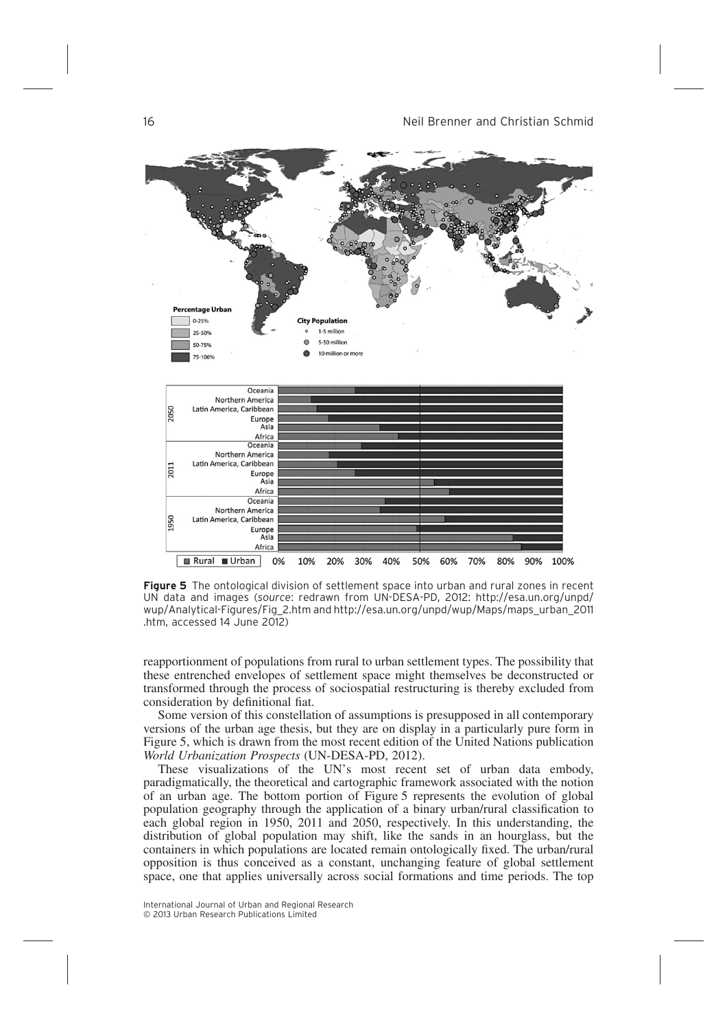**Figure 5** The ontological division of settlement space into urban and rural zones in recent UN data and images (*source*: redrawn from UN-DESA-PD, 2012: http://esa.un.org/unpd/wup/Analytical-Figures/Fig_2.htm and http://esa.un.org/unpd/wup/Maps/maps_urban_2011.htm, accessed 14 June 2012)

reapportionment of populations from rural to urban settlement types. The possibility that these entrenched envelopes of settlement space might themselves be deconstructed or transformed through the process of sociospatial restructuring is thereby excluded from consideration by definitional fiat.

Some version of this constellation of assumptions is presupposed in all contemporary versions of the urban age thesis, but they are on display in a particularly pure form in Figure 5, which is drawn from the most recent edition of the United Nations publication *World Urbanization Prospects* (UN-DESA-PD, 2012).

These visualizations of the UN's most recent set of urban data embody, paradigmatically, the theoretical and cartographic framework associated with the notion of an urban age. The bottom portion of Figure 5 represents the evolution of global population geography through the application of a binary urban/rural classification to each global region in 1950, 2011 and 2050, respectively. In this understanding, the distribution of global population may shift, like the sands in an hourglass, but the containers in which populations are located remain ontologically fixed. The urban/rural opposition is thus conceived as a constant, unchanging feature of global settlement space, one that applies universally across social formations and time periods. The top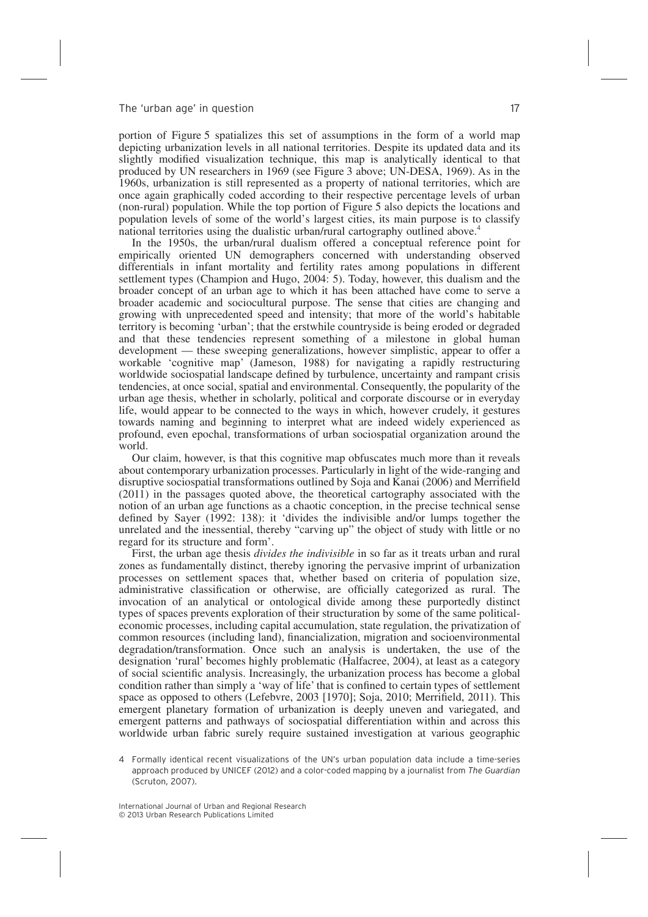portion of Figure 5 spatializes this set of assumptions in the form of a world map depicting urbanization levels in all national territories. Despite its updated data and its slightly modified visualization technique, this map is analytically identical to that produced by UN researchers in 1969 (see Figure 3 above; UN-DESA, 1969). As in the 1960s, urbanization is still represented as a property of national territories, which are once again graphically coded according to their respective percentage levels of urban (non-rural) population. While the top portion of Figure 5 also depicts the locations and population levels of some of the world's largest cities, its main purpose is to classify national territories using the dualistic urban/rural cartography outlined above.[4]

In the 1950s, the urban/rural dualism offered a conceptual reference point for empirically oriented UN demographers concerned with understanding observed differentials in infant mortality and fertility rates among populations in different settlement types (Champion and Hugo, 2004: 5). Today, however, this dualism and the broader concept of an urban age to which it has been attached have come to serve a broader academic and sociocultural purpose. The sense that cities are changing and growing with unprecedented speed and intensity; that more of the world's habitable territory is becoming 'urban'; that the erstwhile countryside is being eroded or degraded and that these tendencies represent something of a milestone in global human development — these sweeping generalizations, however simplistic, appear to offer a workable 'cognitive map' (Jameson, 1988) for navigating a rapidly restructuring worldwide sociospatial landscape defined by turbulence, uncertainty and rampant crisis tendencies, at once social, spatial and environmental. Consequently, the popularity of the urban age thesis, whether in scholarly, political and corporate discourse or in everyday life, would appear to be connected to the ways in which, however crudely, it gestures towards naming and beginning to interpret what are indeed widely experienced as profound, even epochal, transformations of urban sociospatial organization around the world.

Our claim, however, is that this cognitive map obfuscates much more than it reveals about contemporary urbanization processes. Particularly in light of the wide-ranging and disruptive sociospatial transformations outlined by Soja and Kanai (2006) and Merrifield (2011) in the passages quoted above, the theoretical cartography associated with the notion of an urban age functions as a chaotic conception, in the precise technical sense defined by Sayer (1992: 138): it 'divides the indivisible and/or lumps together the unrelated and the inessential, thereby "carving up" the object of study with little or no regard for its structure and form'.

First, the urban age thesis *divides the indivisible* in so far as it treats urban and rural zones as fundamentally distinct, thereby ignoring the pervasive imprint of urbanization processes on settlement spaces that, whether based on criteria of population size, administrative classification or otherwise, are officially categorized as rural. The invocation of an analytical or ontological divide among these purportedly distinct types of spaces prevents exploration of their structuration by some of the same political-economic processes, including capital accumulation, state regulation, the privatization of common resources (including land), financialization, migration and socioenvironmental degradation/transformation. Once such an analysis is undertaken, the use of the designation 'rural' becomes highly problematic (Halfacree, 2004), at least as a category of social scientific analysis. Increasingly, the urbanization process has become a global condition rather than simply a 'way of life' that is confined to certain types of settlement space as opposed to others (Lefebvre, 2003 [1970]; Soja, 2010; Merrifield, 2011). This emergent planetary formation of urbanization is deeply uneven and variegated, and emergent patterns and pathways of sociospatial differentiation within and across this worldwide urban fabric surely require sustained investigation at various geographic

4 Formally identical recent visualizations of the UN's urban population data include a time-series approach produced by UNICEF (2012) and a color-coded mapping by a journalist from *The Guardian* (Scruton, 2007).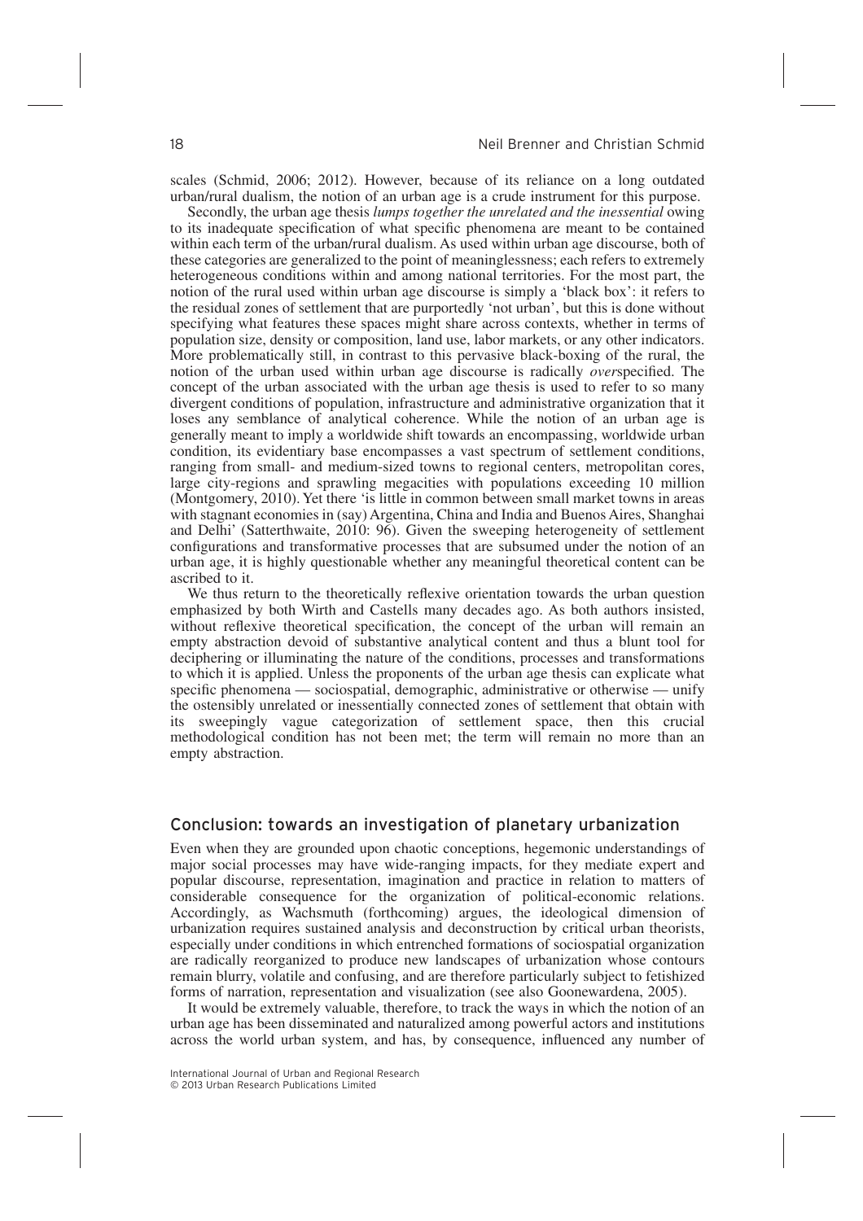scales (Schmid, 2006; 2012). However, because of its reliance on a long outdated urban/rural dualism, the notion of an urban age is a crude instrument for this purpose.

Secondly, the urban age thesis *lumps together the unrelated and the inessential* owing to its inadequate specification of what specific phenomena are meant to be contained within each term of the urban/rural dualism. As used within urban age discourse, both of these categories are generalized to the point of meaninglessness; each refers to extremely heterogeneous conditions within and among national territories. For the most part, the notion of the rural used within urban age discourse is simply a 'black box': it refers to the residual zones of settlement that are purportedly 'not urban', but this is done without specifying what features these spaces might share across contexts, whether in terms of population size, density or composition, land use, labor markets, or any other indicators. More problematically still, in contrast to this pervasive black-boxing of the rural, the notion of the urban used within urban age discourse is radically *over*specified. The concept of the urban associated with the urban age thesis is used to refer to so many divergent conditions of population, infrastructure and administrative organization that it loses any semblance of analytical coherence. While the notion of an urban age is generally meant to imply a worldwide shift towards an encompassing, worldwide urban condition, its evidentiary base encompasses a vast spectrum of settlement conditions, ranging from small- and medium-sized towns to regional centers, metropolitan cores, large city-regions and sprawling megacities with populations exceeding 10 million (Montgomery, 2010). Yet there 'is little in common between small market towns in areas with stagnant economies in (say) Argentina, China and India and Buenos Aires, Shanghai and Delhi' (Satterthwaite, 2010: 96). Given the sweeping heterogeneity of settlement configurations and transformative processes that are subsumed under the notion of an urban age, it is highly questionable whether any meaningful theoretical content can be ascribed to it.

We thus return to the theoretically reflexive orientation towards the urban question emphasized by both Wirth and Castells many decades ago. As both authors insisted, without reflexive theoretical specification, the concept of the urban will remain an empty abstraction devoid of substantive analytical content and thus a blunt tool for deciphering or illuminating the nature of the conditions, processes and transformations to which it is applied. Unless the proponents of the urban age thesis can explicate what specific phenomena — sociospatial, demographic, administrative or otherwise — unify the ostensibly unrelated or inessentially connected zones of settlement that obtain with its sweepingly vague categorization of settlement space, then this crucial methodological condition has not been met; the term will remain no more than an empty abstraction.

## Conclusion: towards an investigation of planetary urbanization

Even when they are grounded upon chaotic conceptions, hegemonic understandings of major social processes may have wide-ranging impacts, for they mediate expert and popular discourse, representation, imagination and practice in relation to matters of considerable consequence for the organization of political-economic relations. Accordingly, as Wachsmuth (forthcoming) argues, the ideological dimension of urbanization requires sustained analysis and deconstruction by critical urban theorists, especially under conditions in which entrenched formations of sociospatial organization are radically reorganized to produce new landscapes of urbanization whose contours remain blurry, volatile and confusing, and are therefore particularly subject to fetishized forms of narration, representation and visualization (see also Goonewardena, 2005).

It would be extremely valuable, therefore, to track the ways in which the notion of an urban age has been disseminated and naturalized among powerful actors and institutions across the world urban system, and has, by consequence, influenced any number of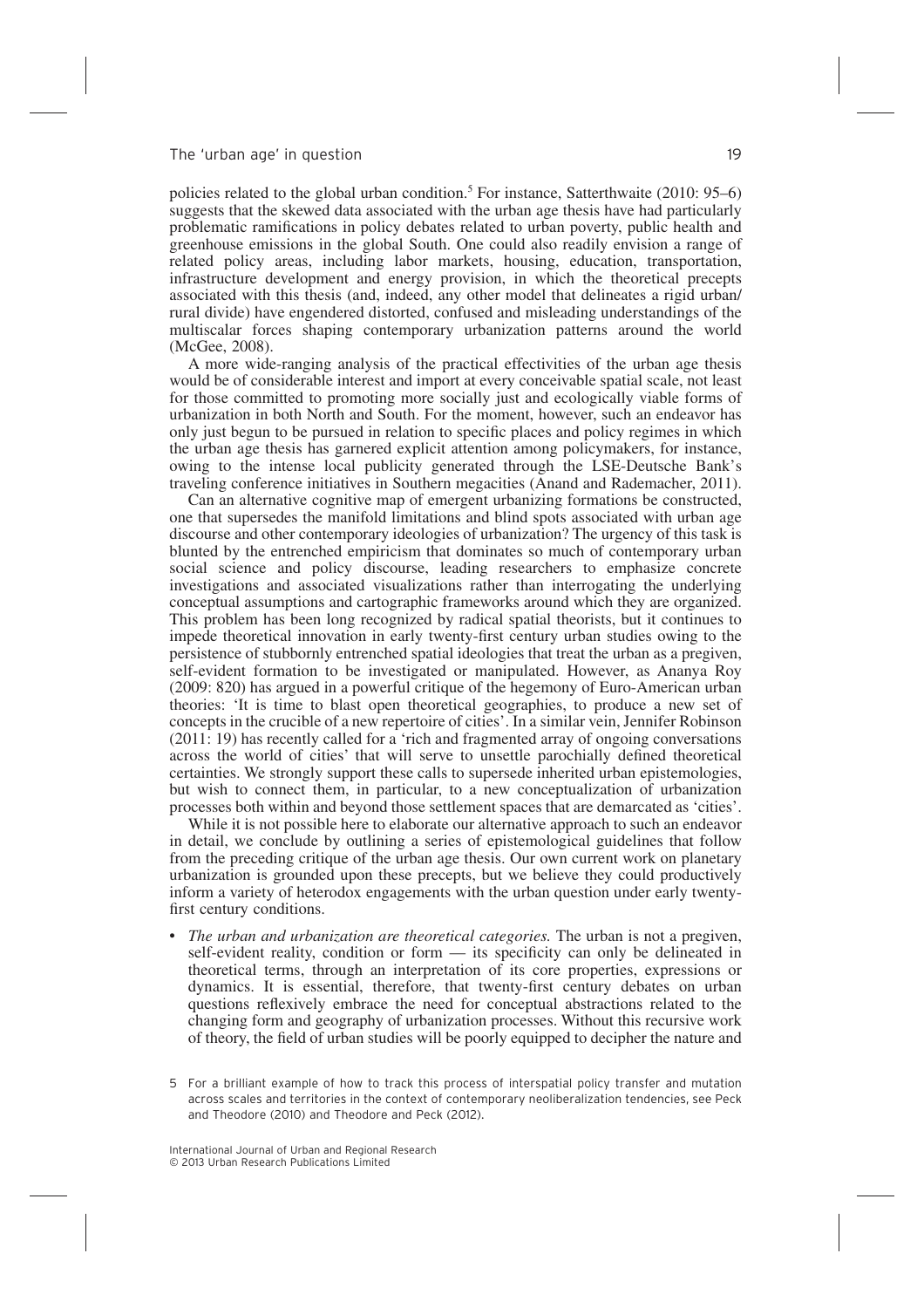policies related to the global urban condition.[5] For instance, Satterthwaite (2010: 95–6) suggests that the skewed data associated with the urban age thesis have had particularly problematic ramifications in policy debates related to urban poverty, public health and greenhouse emissions in the global South. One could also readily envision a range of related policy areas, including labor markets, housing, education, transportation, infrastructure development and energy provision, in which the theoretical precepts associated with this thesis (and, indeed, any other model that delineates a rigid urban/rural divide) have engendered distorted, confused and misleading understandings of the multiscalar forces shaping contemporary urbanization patterns around the world (McGee, 2008).

A more wide-ranging analysis of the practical effectivities of the urban age thesis would be of considerable interest and import at every conceivable spatial scale, not least for those committed to promoting more socially just and ecologically viable forms of urbanization in both North and South. For the moment, however, such an endeavor has only just begun to be pursued in relation to specific places and policy regimes in which the urban age thesis has garnered explicit attention among policymakers, for instance, owing to the intense local publicity generated through the LSE-Deutsche Bank's traveling conference initiatives in Southern megacities (Anand and Rademacher, 2011).

Can an alternative cognitive map of emergent urbanizing formations be constructed, one that supersedes the manifold limitations and blind spots associated with urban age discourse and other contemporary ideologies of urbanization? The urgency of this task is blunted by the entrenched empiricism that dominates so much of contemporary urban social science and policy discourse, leading researchers to emphasize concrete investigations and associated visualizations rather than interrogating the underlying conceptual assumptions and cartographic frameworks around which they are organized. This problem has been long recognized by radical spatial theorists, but it continues to impede theoretical innovation in early twenty-first century urban studies owing to the persistence of stubbornly entrenched spatial ideologies that treat the urban as a pregiven, self-evident formation to be investigated or manipulated. However, as Ananya Roy (2009: 820) has argued in a powerful critique of the hegemony of Euro-American urban theories: 'It is time to blast open theoretical geographies, to produce a new set of concepts in the crucible of a new repertoire of cities'. In a similar vein, Jennifer Robinson (2011: 19) has recently called for a 'rich and fragmented array of ongoing conversations across the world of cities' that will serve to unsettle parochially defined theoretical certainties. We strongly support these calls to supersede inherited urban epistemologies, but wish to connect them, in particular, to a new conceptualization of urbanization processes both within and beyond those settlement spaces that are demarcated as 'cities'.

While it is not possible here to elaborate our alternative approach to such an endeavor in detail, we conclude by outlining a series of epistemological guidelines that follow from the preceding critique of the urban age thesis. Our own current work on planetary urbanization is grounded upon these precepts, but we believe they could productively inform a variety of heterodox engagements with the urban question under early twenty-first century conditions.

- *The urban and urbanization are theoretical categories.* The urban is not a pregiven, self-evident reality, condition or form — its specificity can only be delineated in theoretical terms, through an interpretation of its core properties, expressions or dynamics. It is essential, therefore, that twenty-first century debates on urban questions reflexively embrace the need for conceptual abstractions related to the changing form and geography of urbanization processes. Without this recursive work of theory, the field of urban studies will be poorly equipped to decipher the nature and

5 For a brilliant example of how to track this process of interspatial policy transfer and mutation across scales and territories in the context of contemporary neoliberalization tendencies, see Peck and Theodore (2010) and Theodore and Peck (2012).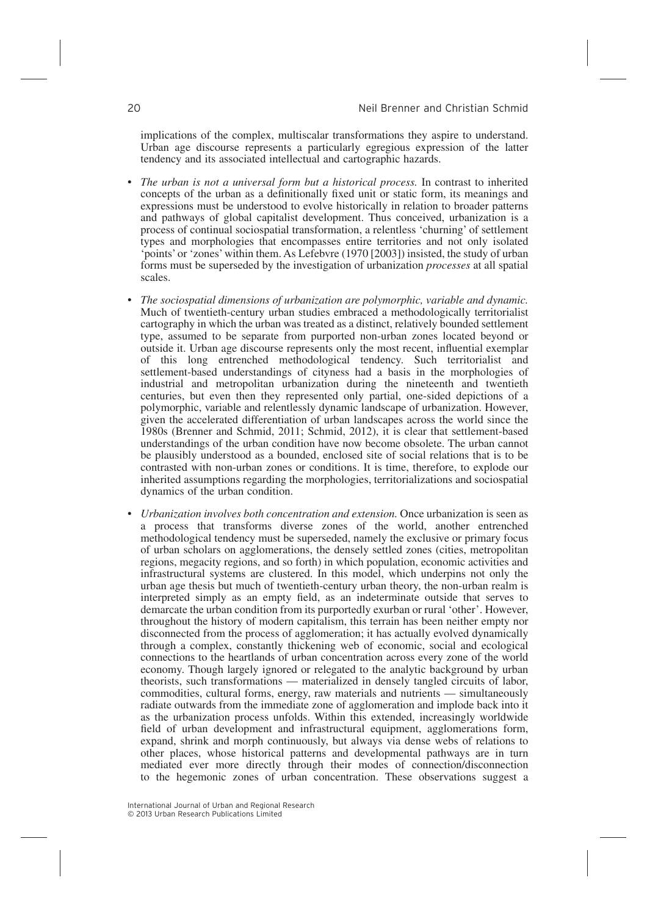implications of the complex, multiscalar transformations they aspire to understand. Urban age discourse represents a particularly egregious expression of the latter tendency and its associated intellectual and cartographic hazards.

- *The urban is not a universal form but a historical process.* In contrast to inherited concepts of the urban as a definitionally fixed unit or static form, its meanings and expressions must be understood to evolve historically in relation to broader patterns and pathways of global capitalist development. Thus conceived, urbanization is a process of continual sociospatial transformation, a relentless 'churning' of settlement types and morphologies that encompasses entire territories and not only isolated 'points' or 'zones' within them. As Lefebvre (1970 [2003]) insisted, the study of urban forms must be superseded by the investigation of urbanization *processes* at all spatial scales.

- *The sociospatial dimensions of urbanization are polymorphic, variable and dynamic.* Much of twentieth-century urban studies embraced a methodologically territorialist cartography in which the urban was treated as a distinct, relatively bounded settlement type, assumed to be separate from purported non-urban zones located beyond or outside it. Urban age discourse represents only the most recent, influential exemplar of this long entrenched methodological tendency. Such territorialist and settlement-based understandings of cityness had a basis in the morphologies of industrial and metropolitan urbanization during the nineteenth and twentieth centuries, but even then they represented only partial, one-sided depictions of a polymorphic, variable and relentlessly dynamic landscape of urbanization. However, given the accelerated differentiation of urban landscapes across the world since the 1980s (Brenner and Schmid, 2011; Schmid, 2012), it is clear that settlement-based understandings of the urban condition have now become obsolete. The urban cannot be plausibly understood as a bounded, enclosed site of social relations that is to be contrasted with non-urban zones or conditions. It is time, therefore, to explode our inherited assumptions regarding the morphologies, territorializations and sociospatial dynamics of the urban condition.

- *Urbanization involves both concentration and extension.* Once urbanization is seen as a process that transforms diverse zones of the world, another entrenched methodological tendency must be superseded, namely the exclusive or primary focus of urban scholars on agglomerations, the densely settled zones (cities, metropolitan regions, megacity regions, and so forth) in which population, economic activities and infrastructural systems are clustered. In this model, which underpins not only the urban age thesis but much of twentieth-century urban theory, the non-urban realm is interpreted simply as an empty field, as an indeterminate outside that serves to demarcate the urban condition from its purportedly exurban or rural 'other'. However, throughout the history of modern capitalism, this terrain has been neither empty nor disconnected from the process of agglomeration; it has actually evolved dynamically through a complex, constantly thickening web of economic, social and ecological connections to the heartlands of urban concentration across every zone of the world economy. Though largely ignored or relegated to the analytic background by urban theorists, such transformations — materialized in densely tangled circuits of labor, commodities, cultural forms, energy, raw materials and nutrients — simultaneously radiate outwards from the immediate zone of agglomeration and implode back into it as the urbanization process unfolds. Within this extended, increasingly worldwide field of urban development and infrastructural equipment, agglomerations form, expand, shrink and morph continuously, but always via dense webs of relations to other places, whose historical patterns and developmental pathways are in turn mediated ever more directly through their modes of connection/disconnection to the hegemonic zones of urban concentration. These observations suggest a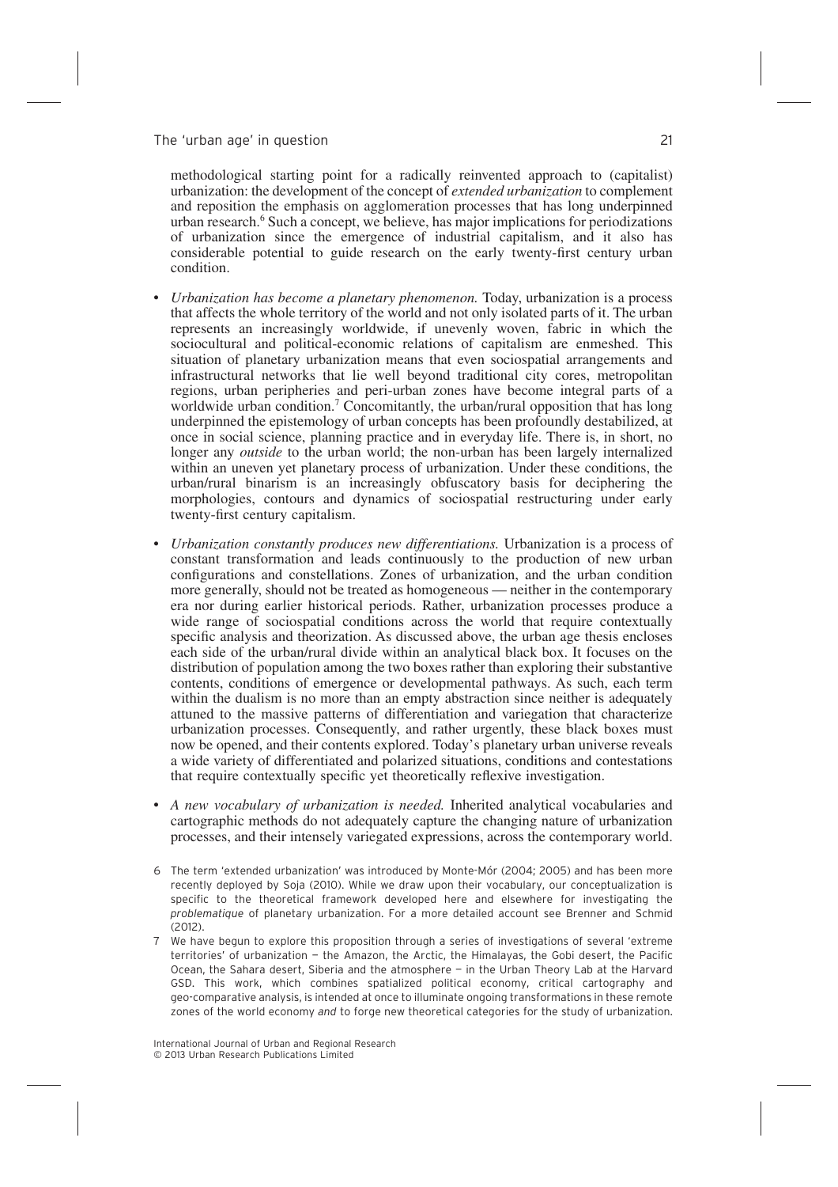methodological starting point for a radically reinvented approach to (capitalist) urbanization: the development of the concept of *extended urbanization* to complement and reposition the emphasis on agglomeration processes that has long underpinned urban research.[6] Such a concept, we believe, has major implications for periodizations of urbanization since the emergence of industrial capitalism, and it also has considerable potential to guide research on the early twenty-first century urban condition.

- *Urbanization has become a planetary phenomenon.* Today, urbanization is a process that affects the whole territory of the world and not only isolated parts of it. The urban represents an increasingly worldwide, if unevenly woven, fabric in which the sociocultural and political-economic relations of capitalism are enmeshed. This situation of planetary urbanization means that even sociospatial arrangements and infrastructural networks that lie well beyond traditional city cores, metropolitan regions, urban peripheries and peri-urban zones have become integral parts of a worldwide urban condition.[7] Concomitantly, the urban/rural opposition that has long underpinned the epistemology of urban concepts has been profoundly destabilized, at once in social science, planning practice and in everyday life. There is, in short, no longer any *outside* to the urban world; the non-urban has been largely internalized within an uneven yet planetary process of urbanization. Under these conditions, the urban/rural binarism is an increasingly obfuscatory basis for deciphering the morphologies, contours and dynamics of sociospatial restructuring under early twenty-first century capitalism.

- *Urbanization constantly produces new differentiations.* Urbanization is a process of constant transformation and leads continuously to the production of new urban configurations and constellations. Zones of urbanization, and the urban condition more generally, should not be treated as homogeneous — neither in the contemporary era nor during earlier historical periods. Rather, urbanization processes produce a wide range of sociospatial conditions across the world that require contextually specific analysis and theorization. As discussed above, the urban age thesis encloses each side of the urban/rural divide within an analytical black box. It focuses on the distribution of population among the two boxes rather than exploring their substantive contents, conditions of emergence or developmental pathways. As such, each term within the dualism is no more than an empty abstraction since neither is adequately attuned to the massive patterns of differentiation and variegation that characterize urbanization processes. Consequently, and rather urgently, these black boxes must now be opened, and their contents explored. Today's planetary urban universe reveals a wide variety of differentiated and polarized situations, conditions and contestations that require contextually specific yet theoretically reflexive investigation.

- *A new vocabulary of urbanization is needed.* Inherited analytical vocabularies and cartographic methods do not adequately capture the changing nature of urbanization processes, and their intensely variegated expressions, across the contemporary world.

6 The term 'extended urbanization' was introduced by Monte-Mór (2004; 2005) and has been more recently deployed by Soja (2010). While we draw upon their vocabulary, our conceptualization is specific to the theoretical framework developed here and elsewhere for investigating the *problematique* of planetary urbanization. For a more detailed account see Brenner and Schmid (2012).

7 We have begun to explore this proposition through a series of investigations of several 'extreme territories' of urbanization — the Amazon, the Arctic, the Himalayas, the Gobi desert, the Pacific Ocean, the Sahara desert, Siberia and the atmosphere — in the Urban Theory Lab at the Harvard GSD. This work, which combines spatialized political economy, critical cartography and geo-comparative analysis, is intended at once to illuminate ongoing transformations in these remote zones of the world economy *and* to forge new theoretical categories for the study of urbanization.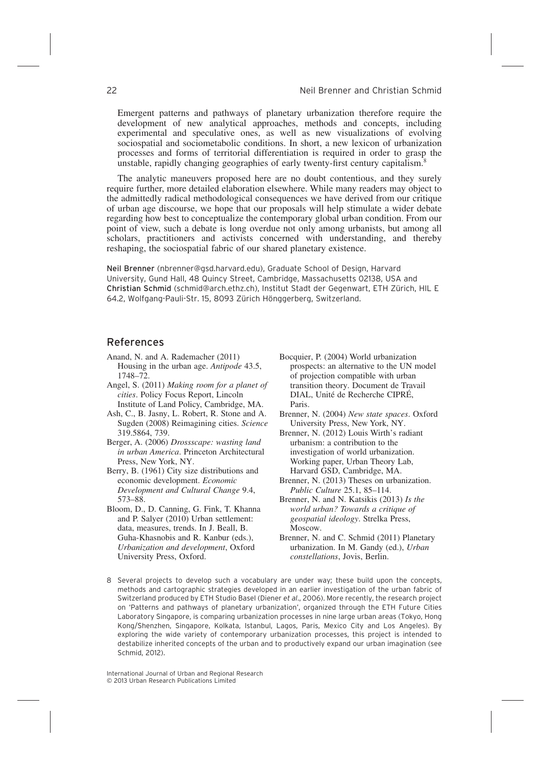Emergent patterns and pathways of planetary urbanization therefore require the development of new analytical approaches, methods and concepts, including experimental and speculative ones, as well as new visualizations of evolving sociospatial and sociometabolic conditions. In short, a new lexicon of urbanization processes and forms of territorial differentiation is required in order to grasp the unstable, rapidly changing geographies of early twenty-first century capitalism.[8]

The analytic maneuvers proposed here are no doubt contentious, and they surely require further, more detailed elaboration elsewhere. While many readers may object to the admittedly radical methodological consequences we have derived from our critique of urban age discourse, we hope that our proposals will help stimulate a wider debate regarding how best to conceptualize the contemporary global urban condition. From our point of view, such a debate is long overdue not only among urbanists, but among all scholars, practitioners and activists concerned with understanding, and thereby reshaping, the sociospatial fabric of our shared planetary existence.

**Neil Brenner** (nbrenner@gsd.harvard.edu), Graduate School of Design, Harvard University, Gund Hall, 48 Quincy Street, Cambridge, Massachusetts 02138, USA and **Christian Schmid** (schmid@arch.ethz.ch), Institut Stadt der Gegenwart, ETH Zürich, HIL E 64.2, Wolfgang-Pauli-Str. 15, 8093 Zürich Hönggerberg, Switzerland.

## References

Anand, N. and A. Rademacher (2011) Housing in the urban age. *Antipode* 43.5, 1748–72.

Angel, S. (2011) *Making room for a planet of cities*. Policy Focus Report, Lincoln Institute of Land Policy, Cambridge, MA.

Ash, C., B. Jasny, L. Robert, R. Stone and A. Sugden (2008) Reimagining cities. *Science* 319.5864, 739.

Berger, A. (2006) *Drossscape: wasting land in urban America*. Princeton Architectural Press, New York, NY.

Berry, B. (1961) City size distributions and economic development. *Economic Development and Cultural Change* 9.4, 573–88.

Bloom, D., D. Canning, G. Fink, T. Khanna and P. Salyer (2010) Urban settlement: data, measures, trends. In J. Beall, B. Guha-Khasnobis and R. Kanbur (eds.), *Urbanization and development*, Oxford University Press, Oxford.

Bocquier, P. (2004) World urbanization prospects: an alternative to the UN model of projection compatible with urban transition theory. Document de Travail DIAL, Unité de Recherche CIPRÉ, Paris.

Brenner, N. (2004) *New state spaces*. Oxford University Press, New York, NY.

Brenner, N. (2012) Louis Wirth's radiant urbanism: a contribution to the investigation of world urbanization. Working paper, Urban Theory Lab, Harvard GSD, Cambridge, MA.

Brenner, N. (2013) Theses on urbanization. *Public Culture* 25.1, 85–114.

Brenner, N. and N. Katsikis (2013) *Is the world urban? Towards a critique of geospatial ideology*. Strelka Press, Moscow.

Brenner, N. and C. Schmid (2011) Planetary urbanization. In M. Gandy (ed.), *Urban constellations*, Jovis, Berlin.

8 Several projects to develop such a vocabulary are under way; these build upon the concepts, methods and cartographic strategies developed in an earlier investigation of the urban fabric of Switzerland produced by ETH Studio Basel (Diener *et al*., 2006). More recently, the research project on 'Patterns and pathways of planetary urbanization', organized through the ETH Future Cities Laboratory Singapore, is comparing urbanization processes in nine large urban areas (Tokyo, Hong Kong/Shenzhen, Singapore, Kolkata, Istanbul, Lagos, Paris, Mexico City and Los Angeles). By exploring the wide variety of contemporary urbanization processes, this project is intended to destabilize inherited concepts of the urban and to productively expand our urban imagination (see Schmid, 2012).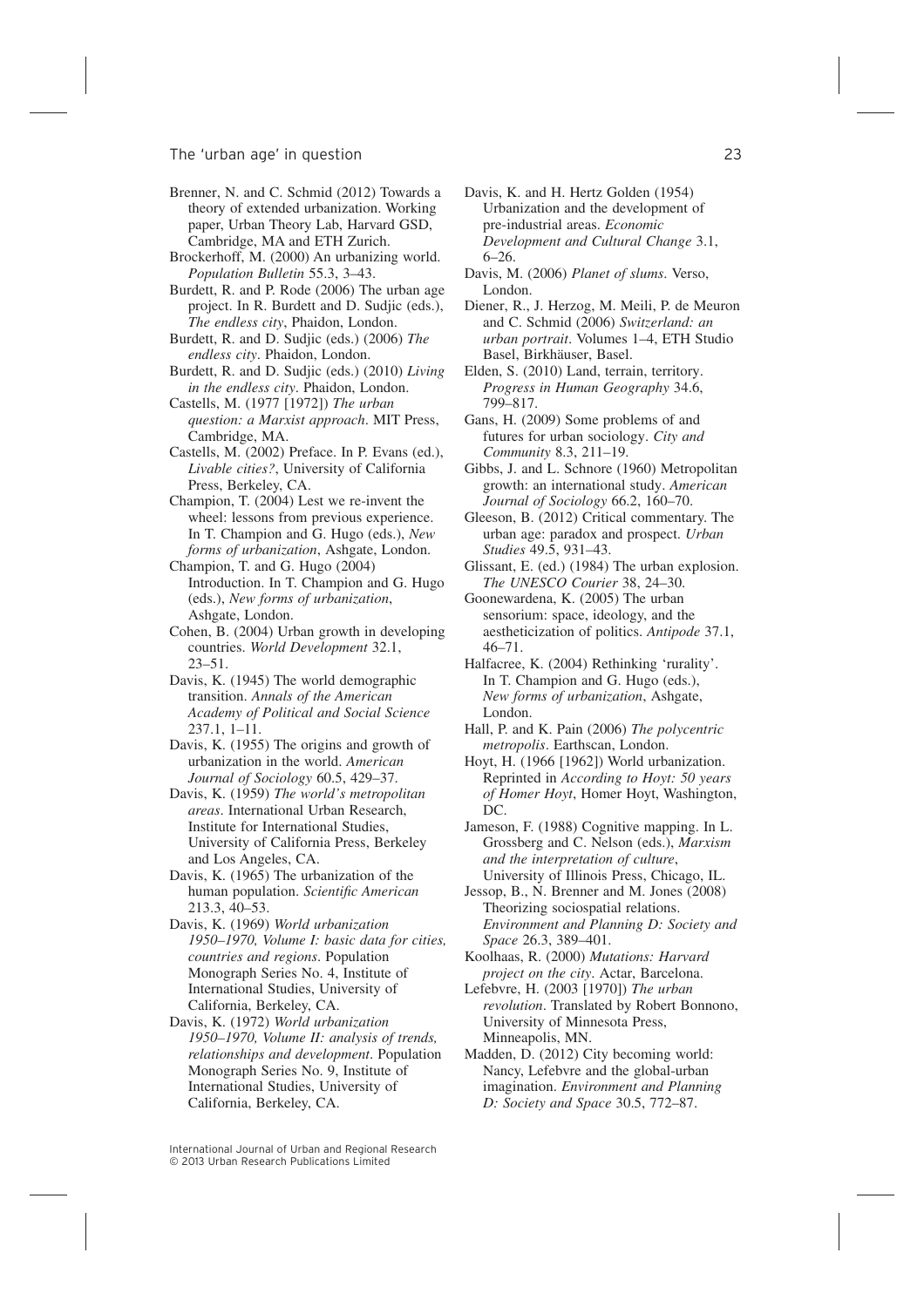Brenner, N. and C. Schmid (2012) Towards a theory of extended urbanization. Working paper, Urban Theory Lab, Harvard GSD, Cambridge, MA and ETH Zurich.

Brockerhoff, M. (2000) An urbanizing world. *Population Bulletin* 55.3, 3–43.

Burdett, R. and P. Rode (2006) The urban age project. In R. Burdett and D. Sudjic (eds.), *The endless city*, Phaidon, London.

Burdett, R. and D. Sudjic (eds.) (2006) *The endless city*. Phaidon, London.

Burdett, R. and D. Sudjic (eds.) (2010) *Living in the endless city*. Phaidon, London.

Castells, M. (1977 [1972]) *The urban question: a Marxist approach*. MIT Press, Cambridge, MA.

Castells, M. (2002) Preface. In P. Evans (ed.), *Livable cities?*, University of California Press, Berkeley, CA.

Champion, T. (2004) Lest we re-invent the wheel: lessons from previous experience. In T. Champion and G. Hugo (eds.), *New forms of urbanization*, Ashgate, London.

Champion, T. and G. Hugo (2004) Introduction. In T. Champion and G. Hugo (eds.), *New forms of urbanization*, Ashgate, London.

Cohen, B. (2004) Urban growth in developing countries. *World Development* 32.1, 23–51.

Davis, K. (1945) The world demographic transition. *Annals of the American Academy of Political and Social Science* 237.1, 1–11.

Davis, K. (1955) The origins and growth of urbanization in the world. *American Journal of Sociology* 60.5, 429–37.

Davis, K. (1959) *The world's metropolitan areas*. International Urban Research, Institute for International Studies, University of California Press, Berkeley and Los Angeles, CA.

Davis, K. (1965) The urbanization of the human population. *Scientific American* 213.3, 40–53.

Davis, K. (1969) *World urbanization 1950–1970, Volume I: basic data for cities, countries and regions*. Population Monograph Series No. 4, Institute of International Studies, University of California, Berkeley, CA.

Davis, K. (1972) *World urbanization 1950–1970, Volume II: analysis of trends, relationships and development*. Population Monograph Series No. 9, Institute of International Studies, University of California, Berkeley, CA.

Davis, K. and H. Hertz Golden (1954) Urbanization and the development of pre-industrial areas. *Economic Development and Cultural Change* 3.1, 6–26.

Davis, M. (2006) *Planet of slums*. Verso, London.

Diener, R., J. Herzog, M. Meili, P. de Meuron and C. Schmid (2006) *Switzerland: an urban portrait*. Volumes 1–4, ETH Studio Basel, Birkhäuser, Basel.

Elden, S. (2010) Land, terrain, territory. *Progress in Human Geography* 34.6, 799–817.

Gans, H. (2009) Some problems of and futures for urban sociology. *City and Community* 8.3, 211–19.

Gibbs, J. and L. Schnore (1960) Metropolitan growth: an international study. *American Journal of Sociology* 66.2, 160–70.

Gleeson, B. (2012) Critical commentary. The urban age: paradox and prospect. *Urban Studies* 49.5, 931–43.

Glissant, E. (ed.) (1984) The urban explosion. *The UNESCO Courier* 38, 24–30.

Goonewardena, K. (2005) The urban sensorium: space, ideology, and the aestheticization of politics. *Antipode* 37.1, 46–71.

Halfacree, K. (2004) Rethinking 'rurality'. In T. Champion and G. Hugo (eds.), *New forms of urbanization*, Ashgate, London.

Hall, P. and K. Pain (2006) *The polycentric metropolis*. Earthscan, London.

Hoyt, H. (1966 [1962]) World urbanization. Reprinted in *According to Hoyt: 50 years of Homer Hoyt*, Homer Hoyt, Washington, DC.

Jameson, F. (1988) Cognitive mapping. In L. Grossberg and C. Nelson (eds.), *Marxism and the interpretation of culture*, University of Illinois Press, Chicago, IL.

Jessop, B., N. Brenner and M. Jones (2008) Theorizing sociospatial relations. *Environment and Planning D: Society and Space* 26.3, 389–401.

Koolhaas, R. (2000) *Mutations: Harvard project on the city*. Actar, Barcelona.

Lefebvre, H. (2003 [1970]) *The urban revolution*. Translated by Robert Bonnono, University of Minnesota Press, Minneapolis, MN.

Madden, D. (2012) City becoming world: Nancy, Lefebvre and the global-urban imagination. *Environment and Planning D: Society and Space* 30.5, 772–87.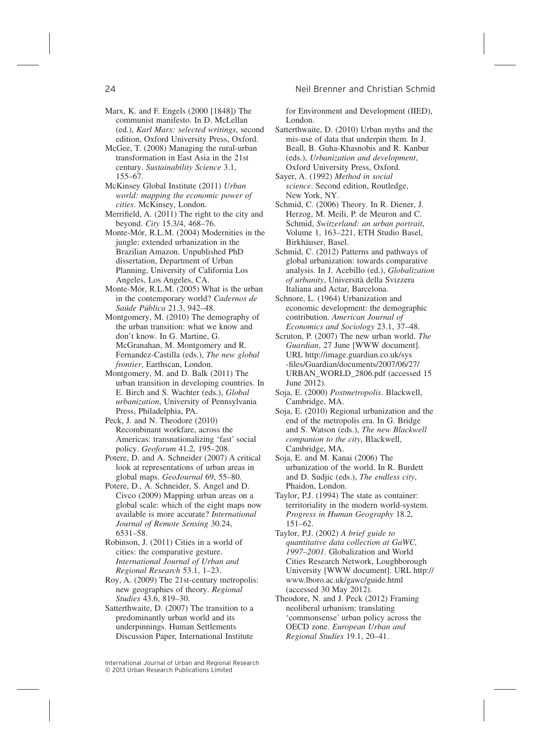Marx, K. and F. Engels (2000 [1848]) The communist manifesto. In D. McLellan (ed.), *Karl Marx: selected writings*, second edition, Oxford University Press, Oxford.

McGee, T. (2008) Managing the rural-urban transformation in East Asia in the 21st century. *Sustainability Science* 3.1, 155–67.

McKinsey Global Institute (2011) *Urban world: mapping the economic power of cities*. McKinsey, London.

Merrifield, A. (2011) The right to the city and beyond. *City* 15.3/4, 468–76.

Monte-Mór, R.L.M. (2004) Modernities in the jungle: extended urbanization in the Brazilian Amazon. Unpublished PhD dissertation, Department of Urban Planning, University of California Los Angeles, Los Angeles, CA.

Monte-Mór, R.L.M. (2005) What is the urban in the contemporary world? *Cadernos de Saúde Pública* 21.3, 942–48.

Montgomery, M. (2010) The demography of the urban transition: what we know and don't know. In G. Martine, G. McGranahan, M. Montgomery and R. Fernandez-Castilla (eds.), *The new global frontier*, Earthscan, London.

Montgomery, M. and D. Balk (2011) The urban transition in developing countries. In E. Birch and S. Wachter (eds.), *Global urbanization*, University of Pennsylvania Press, Philadelphia, PA.

Peck, J. and N. Theodore (2010) Recombinant workfare, across the Americas: transnationalizing 'fast' social policy. *Geoforum* 41.2, 195–208.

Potere, D. and A. Schneider (2007) A critical look at representations of urban areas in global maps. *GeoJournal* 69, 55–80.

Potere, D., A. Schneider, S. Angel and D. Civco (2009) Mapping urban areas on a global scale: which of the eight maps now available is more accurate? *International Journal of Remote Sensing* 30.24, 6531–58.

Robinson, J. (2011) Cities in a world of cities: the comparative gesture. *International Journal of Urban and Regional Research* 53.1, 1–23.

Roy, A. (2009) The 21st-century metropolis: new geographies of theory. *Regional Studies* 43.6, 819–30.

Satterthwaite, D. (2007) The transition to a predominantly urban world and its underpinnings. Human Settlements Discussion Paper, International Institute for Environment and Development (IIED), London.

Satterthwaite, D. (2010) Urban myths and the mis-use of data that underpin them. In J. Beall, B. Guha-Khasnobis and R. Kanbur (eds.), *Urbanization and development*, Oxford University Press, Oxford.

Sayer, A. (1992) *Method in social science*. Second edition, Routledge, New York, NY.

Schmid, C. (2006) Theory. In R. Diener, J. Herzog, M. Meili, P. de Meuron and C. Schmid, *Switzerland: an urban portrait*, Volume 1, 163–221, ETH Studio Basel, Birkhäuser, Basel.

Schmid, C. (2012) Patterns and pathways of global urbanization: towards comparative analysis. In J. Acebillo (ed.), *Globalization of urbanity*, Università della Svizzera Italiana and Actar, Barcelona.

Schnore, L. (1964) Urbanization and economic development: the demographic contribution. *American Journal of Economics and Sociology* 23.1, 37–48.

Scruton, P. (2007) The new urban world. *The Guardian*, 27 June [WWW document]. URL http://image.guardian.co.uk/sys-files/Guardian/documents/2007/06/27/URBAN_WORLD_2806.pdf (accessed 15 June 2012).

Soja, E. (2000) *Postmetropolis*. Blackwell, Cambridge, MA.

Soja, E. (2010) Regional urbanization and the end of the metropolis era. In G. Bridge and S. Watson (eds.), *The new Blackwell companion to the city*, Blackwell, Cambridge, MA.

Soja, E. and M. Kanai (2006) The urbanization of the world. In R. Burdett and D. Sudjic (eds.), *The endless city*, Phaidon, London.

Taylor, P.J. (1994) The state as container: territoriality in the modern world-system. *Progress in Human Geography* 18.2, 151–62.

Taylor, P.J. (2002) *A brief guide to quantitative data collection at GaWC, 1997–2001*. Globalization and World Cities Research Network, Loughborough University [WWW document]. URL http://www.lboro.ac.uk/gawc/guide.html (accessed 30 May 2012).

Theodore, N. and J. Peck (2012) Framing neoliberal urbanism: translating 'commonsense' urban policy across the OECD zone. *European Urban and Regional Studies* 19.1, 20–41.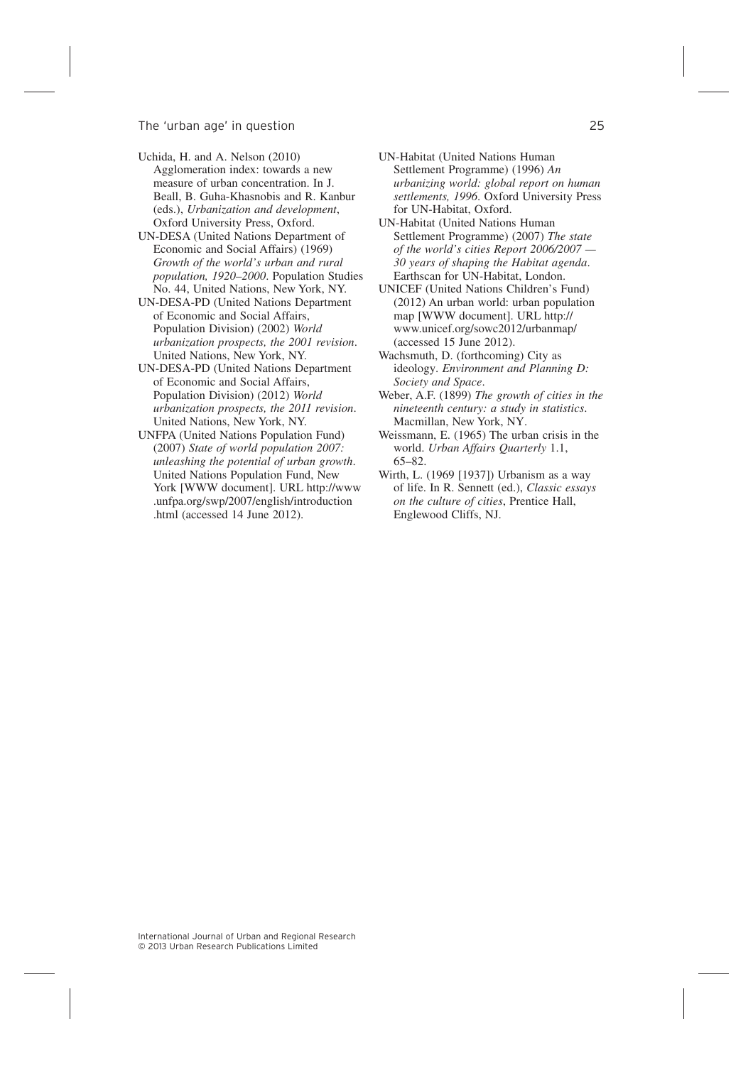Uchida, H. and A. Nelson (2010) Agglomeration index: towards a new measure of urban concentration. In J. Beall, B. Guha-Khasnobis and R. Kanbur (eds.), *Urbanization and development*, Oxford University Press, Oxford.

UN-DESA (United Nations Department of Economic and Social Affairs) (1969) *Growth of the world's urban and rural population, 1920–2000*. Population Studies No. 44, United Nations, New York, NY.

UN-DESA-PD (United Nations Department of Economic and Social Affairs, Population Division) (2002) *World urbanization prospects, the 2001 revision*. United Nations, New York, NY.

UN-DESA-PD (United Nations Department of Economic and Social Affairs, Population Division) (2012) *World urbanization prospects, the 2011 revision*. United Nations, New York, NY.

UNFPA (United Nations Population Fund) (2007) *State of world population 2007: unleashing the potential of urban growth*. United Nations Population Fund, New York [WWW document]. URL http://www.unfpa.org/swp/2007/english/introduction.html (accessed 14 June 2012).

UN-Habitat (United Nations Human Settlement Programme) (1996) *An urbanizing world: global report on human settlements, 1996*. Oxford University Press for UN-Habitat, Oxford.

UN-Habitat (United Nations Human Settlement Programme) (2007) *The state of the world's cities Report 2006/2007 — 30 years of shaping the Habitat agenda*. Earthscan for UN-Habitat, London.

UNICEF (United Nations Children's Fund) (2012) An urban world: urban population map [WWW document]. URL http://www.unicef.org/sowc2012/urbanmap/ (accessed 15 June 2012).

Wachsmuth, D. (forthcoming) City as ideology. *Environment and Planning D: Society and Space*.

Weber, A.F. (1899) *The growth of cities in the nineteenth century: a study in statistics*. Macmillan, New York, NY.

Weissmann, E. (1965) The urban crisis in the world. *Urban Affairs Quarterly* 1.1, 65–82.

Wirth, L. (1969 [1937]) Urbanism as a way of life. In R. Sennett (ed.), *Classic essays on the culture of cities*, Prentice Hall, Englewood Cliffs, NJ.